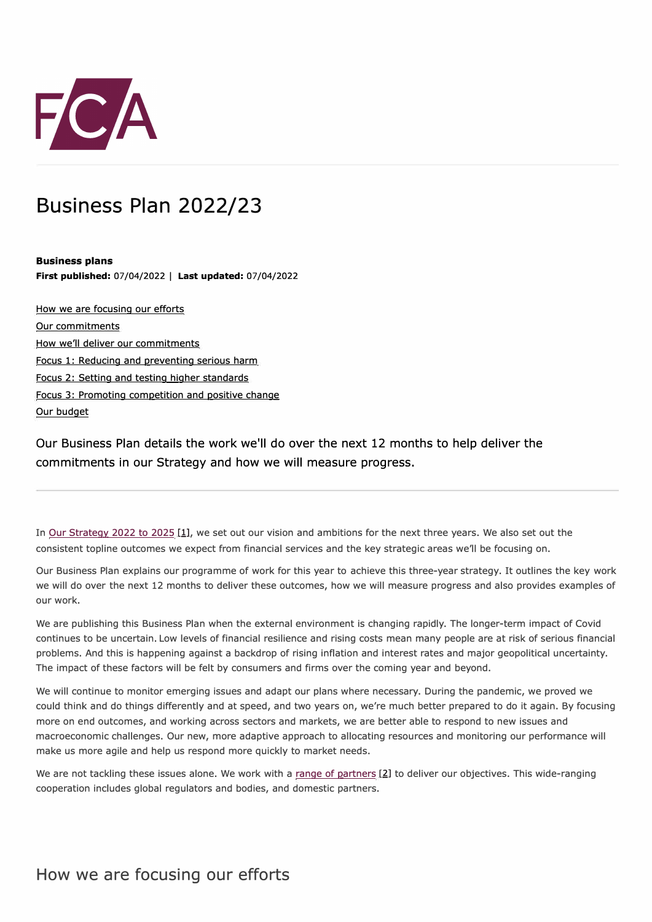# Business Plan 2022/23

**Business plans**
**First published:** 07/04/2022 | **Last updated:** 07/04/2022

- How we are focusing our efforts
- Our commitments
- How we'll deliver our commitments
- Focus 1: Reducing and preventing serious harm
- Focus 2: Setting and testing higher standards
- Focus 3: Promoting competition and positive change
- Our budget

Our Business Plan details the work we'll do over the next 12 months to help deliver the commitments in our Strategy and how we will measure progress.

---

In Our Strategy 2022 to 2025 [1], we set out our vision and ambitions for the next three years. We also set out the consistent topline outcomes we expect from financial services and the key strategic areas we'll be focusing on.

Our Business Plan explains our programme of work for this year to achieve this three-year strategy. It outlines the key work we will do over the next 12 months to deliver these outcomes, how we will measure progress and also provides examples of our work.

We are publishing this Business Plan when the external environment is changing rapidly. The longer-term impact of Covid continues to be uncertain. Low levels of financial resilience and rising costs mean many people are at risk of serious financial problems. And this is happening against a backdrop of rising inflation and interest rates and major geopolitical uncertainty. The impact of these factors will be felt by consumers and firms over the coming year and beyond.

We will continue to monitor emerging issues and adapt our plans where necessary. During the pandemic, we proved we could think and do things differently and at speed, and two years on, we're much better prepared to do it again. By focusing more on end outcomes, and working across sectors and markets, we are better able to respond to new issues and macroeconomic challenges. Our new, more adaptive approach to allocating resources and monitoring our performance will make us more agile and help us respond more quickly to market needs.

We are not tackling these issues alone. We work with a range of partners [2] to deliver our objectives. This wide-ranging cooperation includes global regulators and bodies, and domestic partners.

## How we are focusing our efforts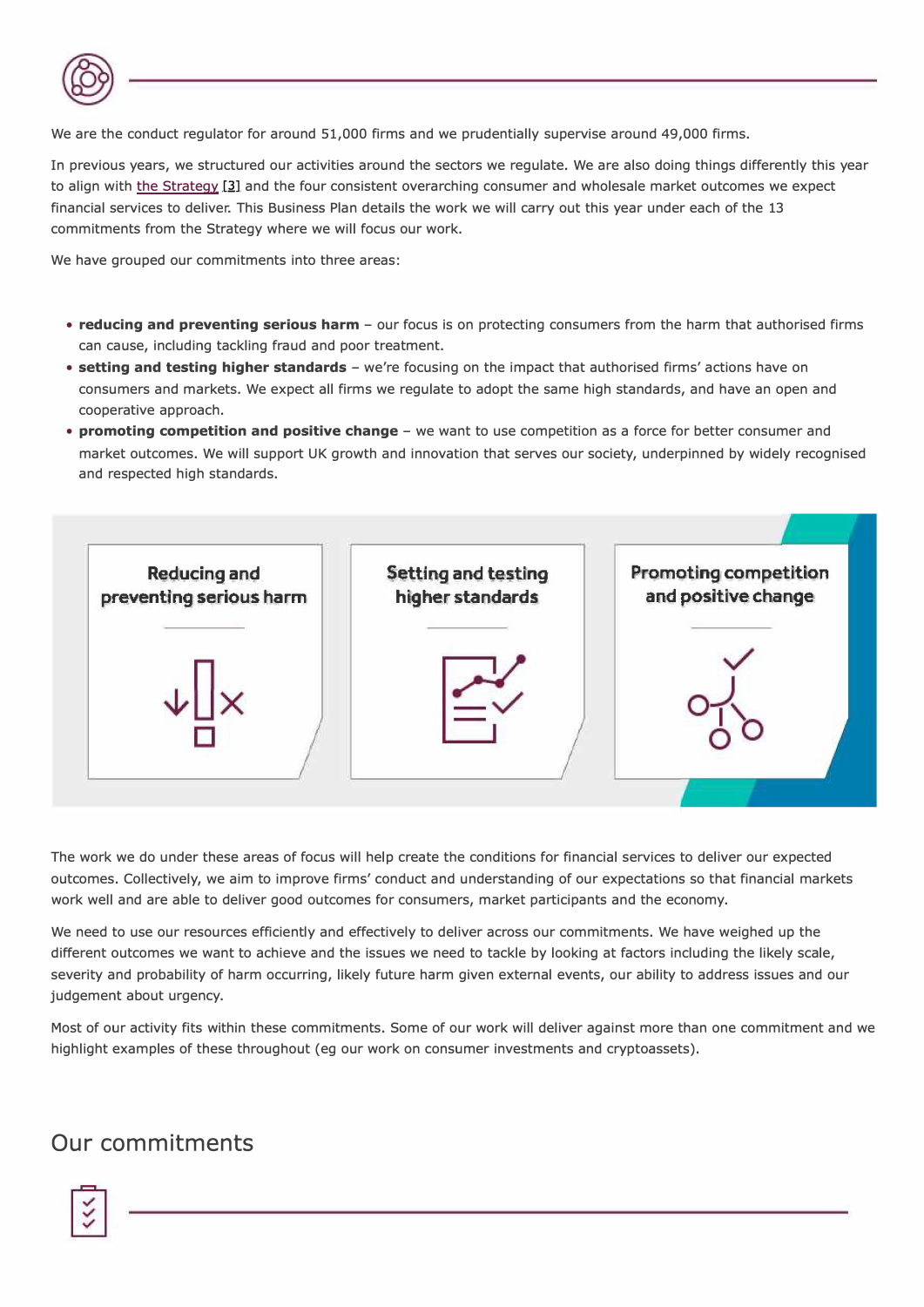We are the conduct regulator for around 51,000 firms and we prudentially supervise around 49,000 firms.

In previous years, we structured our activities around the sectors we regulate. We are also doing things differently this year to align with the Strategy [3] and the four consistent overarching consumer and wholesale market outcomes we expect financial services to deliver. This Business Plan details the work we will carry out this year under each of the 13 commitments from the Strategy where we will focus our work.

We have grouped our commitments into three areas:

- **reducing and preventing serious harm** – our focus is on protecting consumers from the harm that authorised firms can cause, including tackling fraud and poor treatment.
- **setting and testing higher standards** – we're focusing on the impact that authorised firms' actions have on consumers and markets. We expect all firms we regulate to adopt the same high standards, and have an open and cooperative approach.
- **promoting competition and positive change** – we want to use competition as a force for better consumer and market outcomes. We will support UK growth and innovation that serves our society, underpinned by widely recognised and respected high standards.

Reducing and preventing serious harm

Setting and testing higher standards

Promoting competition and positive change

The work we do under these areas of focus will help create the conditions for financial services to deliver our expected outcomes. Collectively, we aim to improve firms' conduct and understanding of our expectations so that financial markets work well and are able to deliver good outcomes for consumers, market participants and the economy.

We need to use our resources efficiently and effectively to deliver across our commitments. We have weighed up the different outcomes we want to achieve and the issues we need to tackle by looking at factors including the likely scale, severity and probability of harm occurring, likely future harm given external events, our ability to address issues and our judgement about urgency.

Most of our activity fits within these commitments. Some of our work will deliver against more than one commitment and we highlight examples of these throughout (eg our work on consumer investments and cryptoassets).

## Our commitments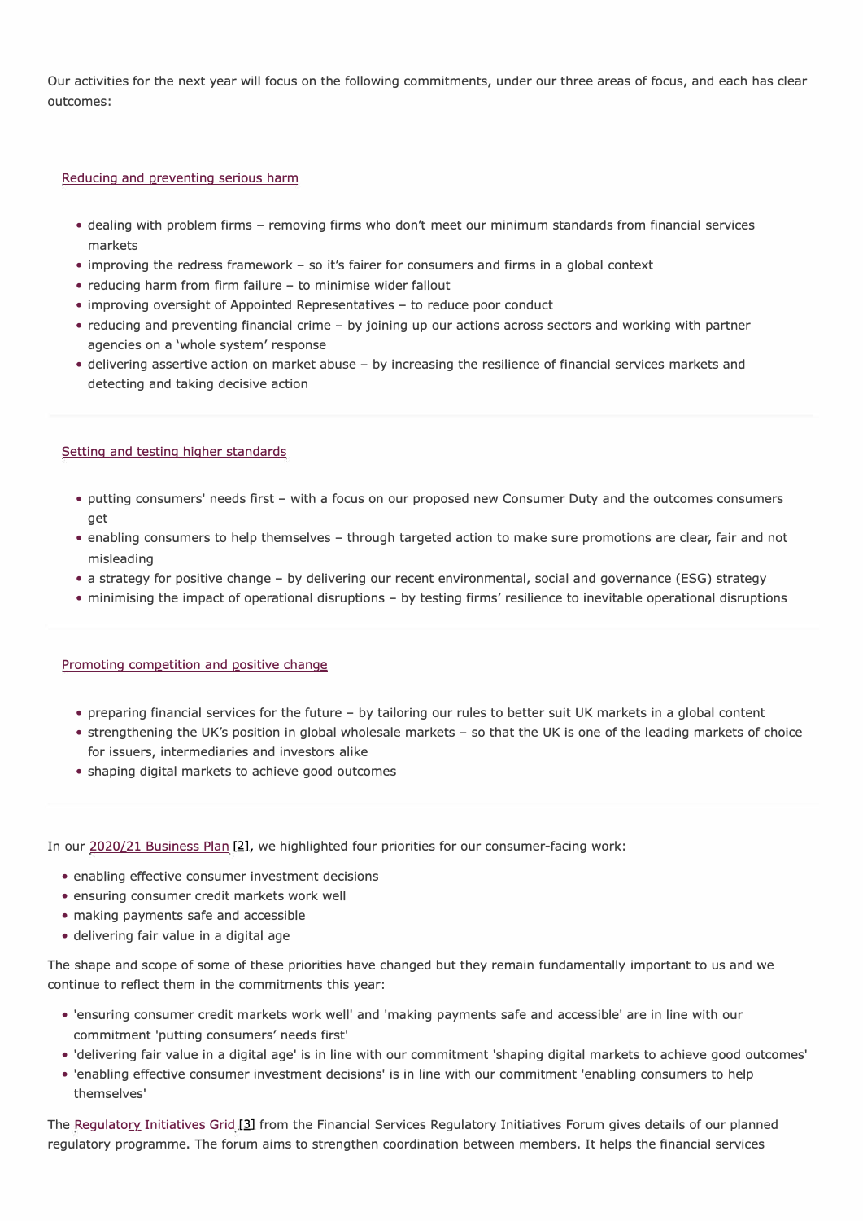Our activities for the next year will focus on the following commitments, under our three areas of focus, and each has clear outcomes:

### Reducing and preventing serious harm

- dealing with problem firms – removing firms who don't meet our minimum standards from financial services markets
- improving the redress framework – so it's fairer for consumers and firms in a global context
- reducing harm from firm failure – to minimise wider fallout
- improving oversight of Appointed Representatives – to reduce poor conduct
- reducing and preventing financial crime – by joining up our actions across sectors and working with partner agencies on a 'whole system' response
- delivering assertive action on market abuse – by increasing the resilience of financial services markets and detecting and taking decisive action

### Setting and testing higher standards

- putting consumers' needs first – with a focus on our proposed new Consumer Duty and the outcomes consumers get
- enabling consumers to help themselves – through targeted action to make sure promotions are clear, fair and not misleading
- a strategy for positive change – by delivering our recent environmental, social and governance (ESG) strategy
- minimising the impact of operational disruptions – by testing firms' resilience to inevitable operational disruptions

### Promoting competition and positive change

- preparing financial services for the future – by tailoring our rules to better suit UK markets in a global content
- strengthening the UK's position in global wholesale markets – so that the UK is one of the leading markets of choice for issuers, intermediaries and investors alike
- shaping digital markets to achieve good outcomes

In our 2020/21 Business Plan [2], we highlighted four priorities for our consumer-facing work:

- enabling effective consumer investment decisions
- ensuring consumer credit markets work well
- making payments safe and accessible
- delivering fair value in a digital age

The shape and scope of some of these priorities have changed but they remain fundamentally important to us and we continue to reflect them in the commitments this year:

- 'ensuring consumer credit markets work well' and 'making payments safe and accessible' are in line with our commitment 'putting consumers' needs first'
- 'delivering fair value in a digital age' is in line with our commitment 'shaping digital markets to achieve good outcomes'
- 'enabling effective consumer investment decisions' is in line with our commitment 'enabling consumers to help themselves'

The Regulatory Initiatives Grid [3] from the Financial Services Regulatory Initiatives Forum gives details of our planned regulatory programme. The forum aims to strengthen coordination between members. It helps the financial services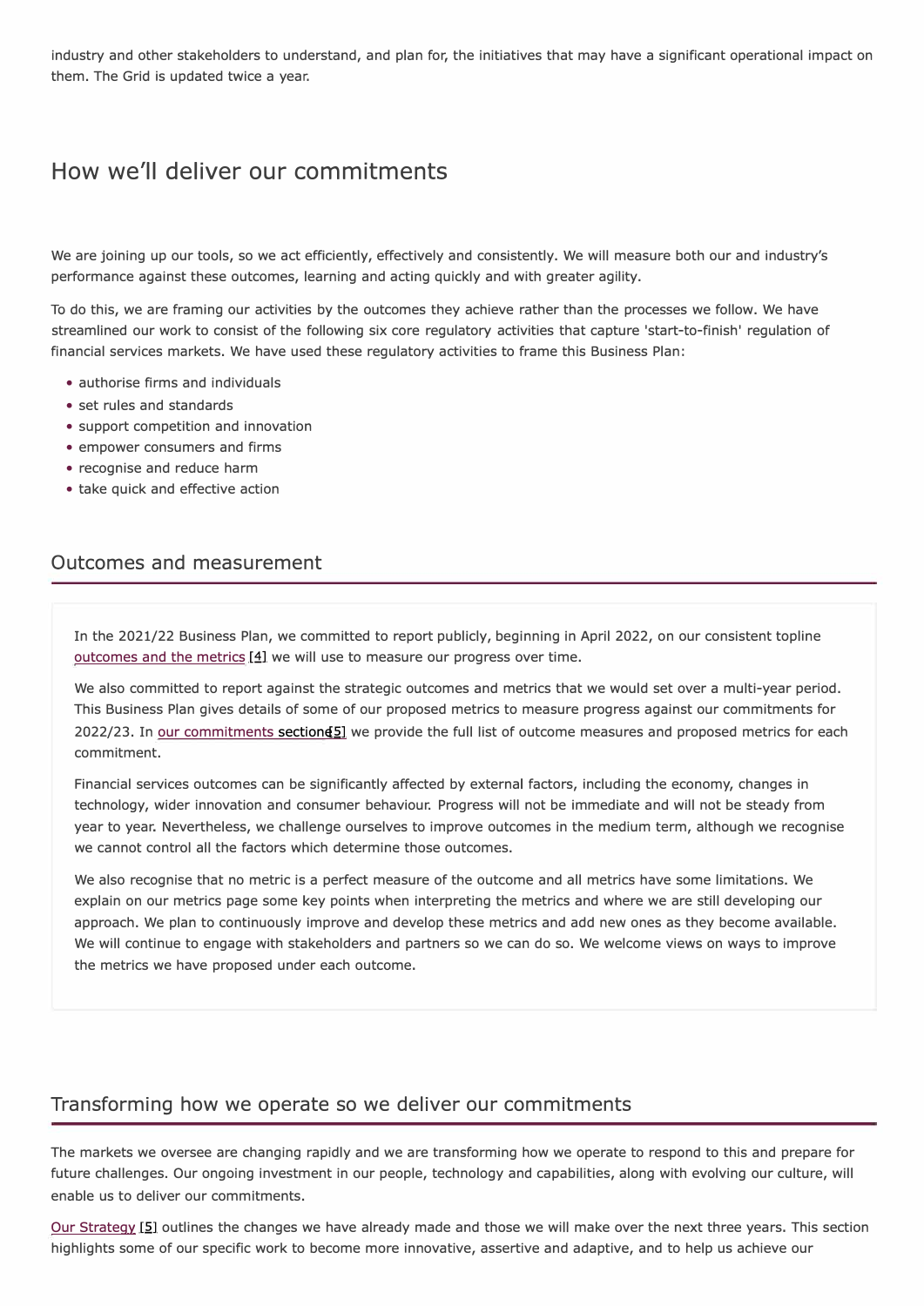industry and other stakeholders to understand, and plan for, the initiatives that may have a significant operational impact on them. The Grid is updated twice a year.

# How we'll deliver our commitments

We are joining up our tools, so we act efficiently, effectively and consistently. We will measure both our and industry's performance against these outcomes, learning and acting quickly and with greater agility.

To do this, we are framing our activities by the outcomes they achieve rather than the processes we follow. We have streamlined our work to consist of the following six core regulatory activities that capture 'start-to-finish' regulation of financial services markets. We have used these regulatory activities to frame this Business Plan:

- authorise firms and individuals
- set rules and standards
- support competition and innovation
- empower consumers and firms
- recognise and reduce harm
- take quick and effective action

## Outcomes and measurement

In the 2021/22 Business Plan, we committed to report publicly, beginning in April 2022, on our consistent topline outcomes and the metrics [4] we will use to measure our progress over time.

We also committed to report against the strategic outcomes and metrics that we would set over a multi-year period. This Business Plan gives details of some of our proposed metrics to measure progress against our commitments for 2022/23. In our commitments section [5] we provide the full list of outcome measures and proposed metrics for each commitment.

Financial services outcomes can be significantly affected by external factors, including the economy, changes in technology, wider innovation and consumer behaviour. Progress will not be immediate and will not be steady from year to year. Nevertheless, we challenge ourselves to improve outcomes in the medium term, although we recognise we cannot control all the factors which determine those outcomes.

We also recognise that no metric is a perfect measure of the outcome and all metrics have some limitations. We explain on our metrics page some key points when interpreting the metrics and where we are still developing our approach. We plan to continuously improve and develop these metrics and add new ones as they become available. We will continue to engage with stakeholders and partners so we can do so. We welcome views on ways to improve the metrics we have proposed under each outcome.

## Transforming how we operate so we deliver our commitments

The markets we oversee are changing rapidly and we are transforming how we operate to respond to this and prepare for future challenges. Our ongoing investment in our people, technology and capabilities, along with evolving our culture, will enable us to deliver our commitments.

Our Strategy [5] outlines the changes we have already made and those we will make over the next three years. This section highlights some of our specific work to become more innovative, assertive and adaptive, and to help us achieve our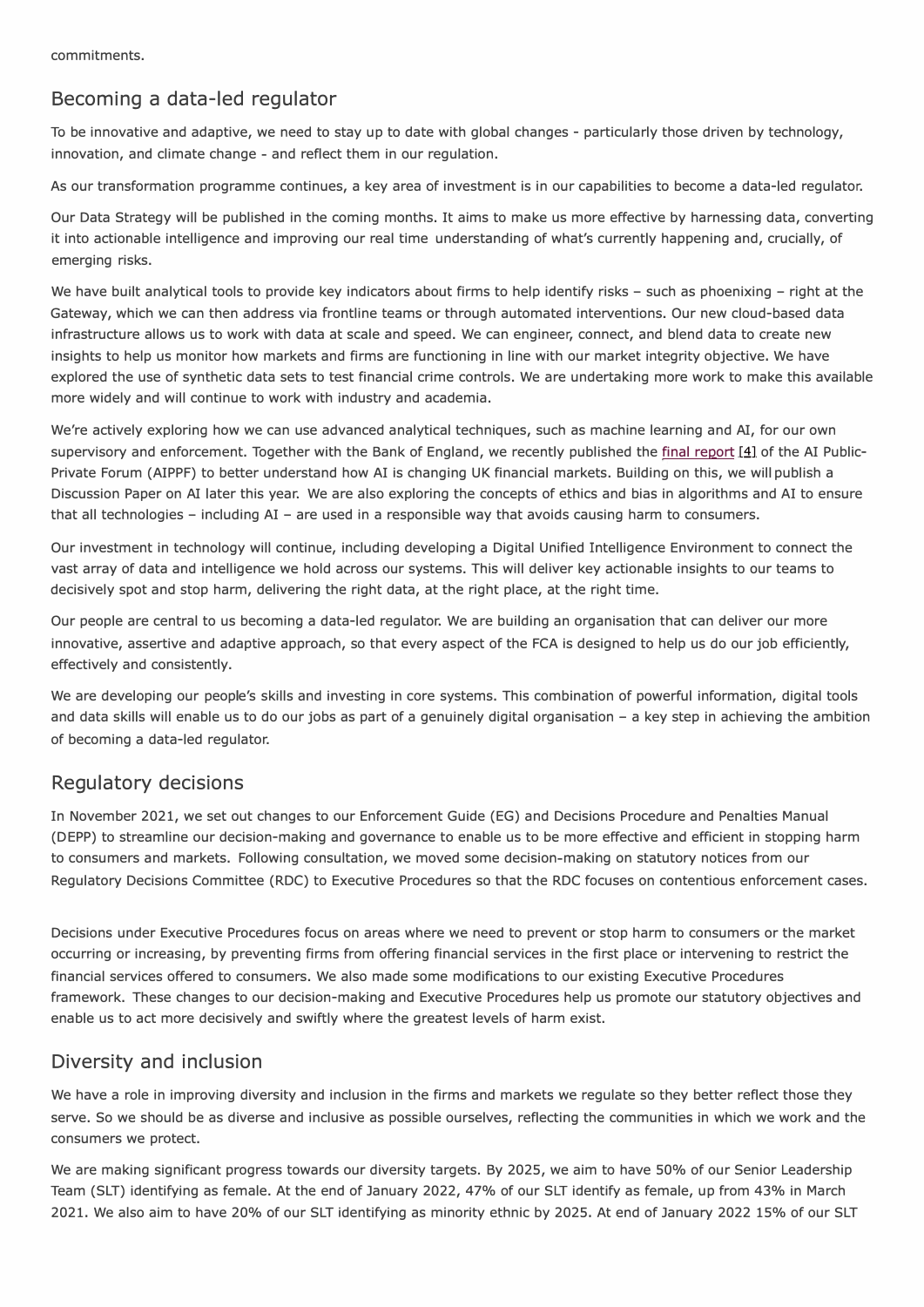commitments.

## Becoming a data-led regulator

To be innovative and adaptive, we need to stay up to date with global changes - particularly those driven by technology, innovation, and climate change - and reflect them in our regulation.

As our transformation programme continues, a key area of investment is in our capabilities to become a data-led regulator.

Our Data Strategy will be published in the coming months. It aims to make us more effective by harnessing data, converting it into actionable intelligence and improving our real time understanding of what's currently happening and, crucially, of emerging risks.

We have built analytical tools to provide key indicators about firms to help identify risks – such as phoenixing – right at the Gateway, which we can then address via frontline teams or through automated interventions. Our new cloud-based data infrastructure allows us to work with data at scale and speed. We can engineer, connect, and blend data to create new insights to help us monitor how markets and firms are functioning in line with our market integrity objective. We have explored the use of synthetic data sets to test financial crime controls. We are undertaking more work to make this available more widely and will continue to work with industry and academia.

We're actively exploring how we can use advanced analytical techniques, such as machine learning and AI, for our own supervisory and enforcement. Together with the Bank of England, we recently published the final report [4] of the AI Public-Private Forum (AIPPF) to better understand how AI is changing UK financial markets. Building on this, we will publish a Discussion Paper on AI later this year. We are also exploring the concepts of ethics and bias in algorithms and AI to ensure that all technologies – including AI – are used in a responsible way that avoids causing harm to consumers.

Our investment in technology will continue, including developing a Digital Unified Intelligence Environment to connect the vast array of data and intelligence we hold across our systems. This will deliver key actionable insights to our teams to decisively spot and stop harm, delivering the right data, at the right place, at the right time.

Our people are central to us becoming a data-led regulator. We are building an organisation that can deliver our more innovative, assertive and adaptive approach, so that every aspect of the FCA is designed to help us do our job efficiently, effectively and consistently.

We are developing our people's skills and investing in core systems. This combination of powerful information, digital tools and data skills will enable us to do our jobs as part of a genuinely digital organisation – a key step in achieving the ambition of becoming a data-led regulator.

## Regulatory decisions

In November 2021, we set out changes to our Enforcement Guide (EG) and Decisions Procedure and Penalties Manual (DEPP) to streamline our decision-making and governance to enable us to be more effective and efficient in stopping harm to consumers and markets. Following consultation, we moved some decision-making on statutory notices from our Regulatory Decisions Committee (RDC) to Executive Procedures so that the RDC focuses on contentious enforcement cases.

Decisions under Executive Procedures focus on areas where we need to prevent or stop harm to consumers or the market occurring or increasing, by preventing firms from offering financial services in the first place or intervening to restrict the financial services offered to consumers. We also made some modifications to our existing Executive Procedures framework. These changes to our decision-making and Executive Procedures help us promote our statutory objectives and enable us to act more decisively and swiftly where the greatest levels of harm exist.

## Diversity and inclusion

We have a role in improving diversity and inclusion in the firms and markets we regulate so they better reflect those they serve. So we should be as diverse and inclusive as possible ourselves, reflecting the communities in which we work and the consumers we protect.

We are making significant progress towards our diversity targets. By 2025, we aim to have 50% of our Senior Leadership Team (SLT) identifying as female. At the end of January 2022, 47% of our SLT identify as female, up from 43% in March 2021. We also aim to have 20% of our SLT identifying as minority ethnic by 2025. At end of January 2022 15% of our SLT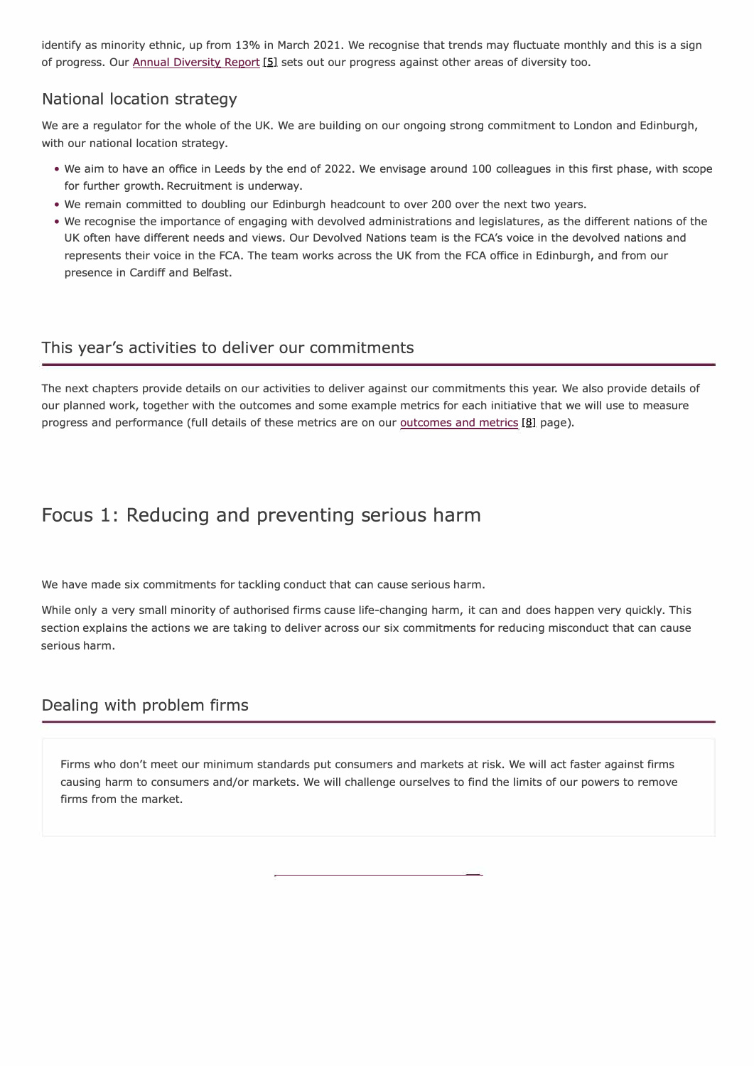identify as minority ethnic, up from 13% in March 2021. We recognise that trends may fluctuate monthly and this is a sign of progress. Our Annual Diversity Report [5] sets out our progress against other areas of diversity too.

## National location strategy

We are a regulator for the whole of the UK. We are building on our ongoing strong commitment to London and Edinburgh, with our national location strategy.

- We aim to have an office in Leeds by the end of 2022. We envisage around 100 colleagues in this first phase, with scope for further growth. Recruitment is underway.
- We remain committed to doubling our Edinburgh headcount to over 200 over the next two years.
- We recognise the importance of engaging with devolved administrations and legislatures, as the different nations of the UK often have different needs and views. Our Devolved Nations team is the FCA's voice in the devolved nations and represents their voice in the FCA. The team works across the UK from the FCA office in Edinburgh, and from our presence in Cardiff and Belfast.

## This year's activities to deliver our commitments

The next chapters provide details on our activities to deliver against our commitments this year. We also provide details of our planned work, together with the outcomes and some example metrics for each initiative that we will use to measure progress and performance (full details of these metrics are on our outcomes and metrics [8] page).

# Focus 1: Reducing and preventing serious harm

We have made six commitments for tackling conduct that can cause serious harm.

While only a very small minority of authorised firms cause life-changing harm, it can and does happen very quickly. This section explains the actions we are taking to deliver across our six commitments for reducing misconduct that can cause serious harm.

## Dealing with problem firms

Firms who don't meet our minimum standards put consumers and markets at risk. We will act faster against firms causing harm to consumers and/or markets. We will challenge ourselves to find the limits of our powers to remove firms from the market.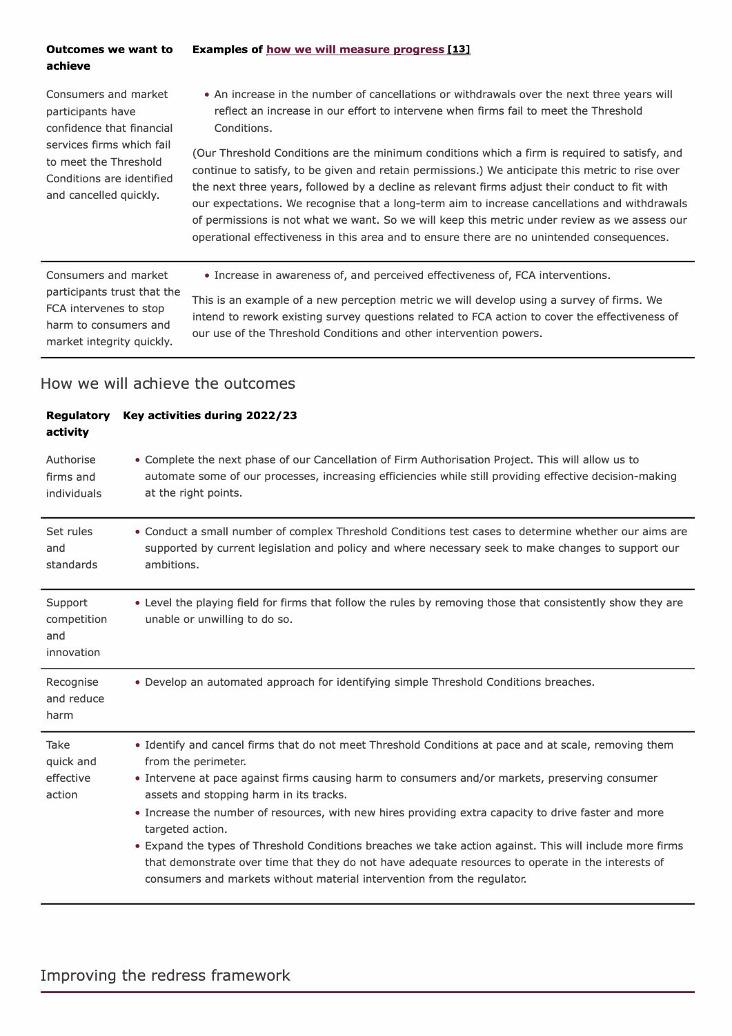| Outcomes we want to achieve | Examples of how we will measure progress [13] |
|---|---|
| Consumers and market participants have confidence that financial services firms which fail to meet the Threshold Conditions are identified and cancelled quickly. | • An increase in the number of cancellations or withdrawals over the next three years will reflect an increase in our effort to intervene when firms fail to meet the Threshold Conditions.<br><br>(Our Threshold Conditions are the minimum conditions which a firm is required to satisfy, and continue to satisfy, to be given and retain permissions.) We anticipate this metric to rise over the next three years, followed by a decline as relevant firms adjust their conduct to fit with our expectations. We recognise that a long-term aim to increase cancellations and withdrawals of permissions is not what we want. So we will keep this metric under review as we assess our operational effectiveness in this area and to ensure there are no unintended consequences. |
| Consumers and market participants trust that the FCA intervenes to stop harm to consumers and market integrity quickly. | • Increase in awareness of, and perceived effectiveness of, FCA interventions.<br><br>This is an example of a new perception metric we will develop using a survey of firms. We intend to rework existing survey questions related to FCA action to cover the effectiveness of our use of the Threshold Conditions and other intervention powers. |

## How we will achieve the outcomes

| Regulatory activity | Key activities during 2022/23 |
|---|---|
| Authorise firms and individuals | • Complete the next phase of our Cancellation of Firm Authorisation Project. This will allow us to automate some of our processes, increasing efficiencies while still providing effective decision-making at the right points. |
| Set rules and standards | • Conduct a small number of complex Threshold Conditions test cases to determine whether our aims are supported by current legislation and policy and where necessary seek to make changes to support our ambitions. |
| Support competition and innovation | • Level the playing field for firms that follow the rules by removing those that consistently show they are unable or unwilling to do so. |
| Recognise and reduce harm | • Develop an automated approach for identifying simple Threshold Conditions breaches. |
| Take quick and effective action | • Identify and cancel firms that do not meet Threshold Conditions at pace and at scale, removing them from the perimeter.<br>• Intervene at pace against firms causing harm to consumers and/or markets, preserving consumer assets and stopping harm in its tracks.<br>• Increase the number of resources, with new hires providing extra capacity to drive faster and more targeted action.<br>• Expand the types of Threshold Conditions breaches we take action against. This will include more firms that demonstrate over time that they do not have adequate resources to operate in the interests of consumers and markets without material intervention from the regulator. |

## Improving the redress framework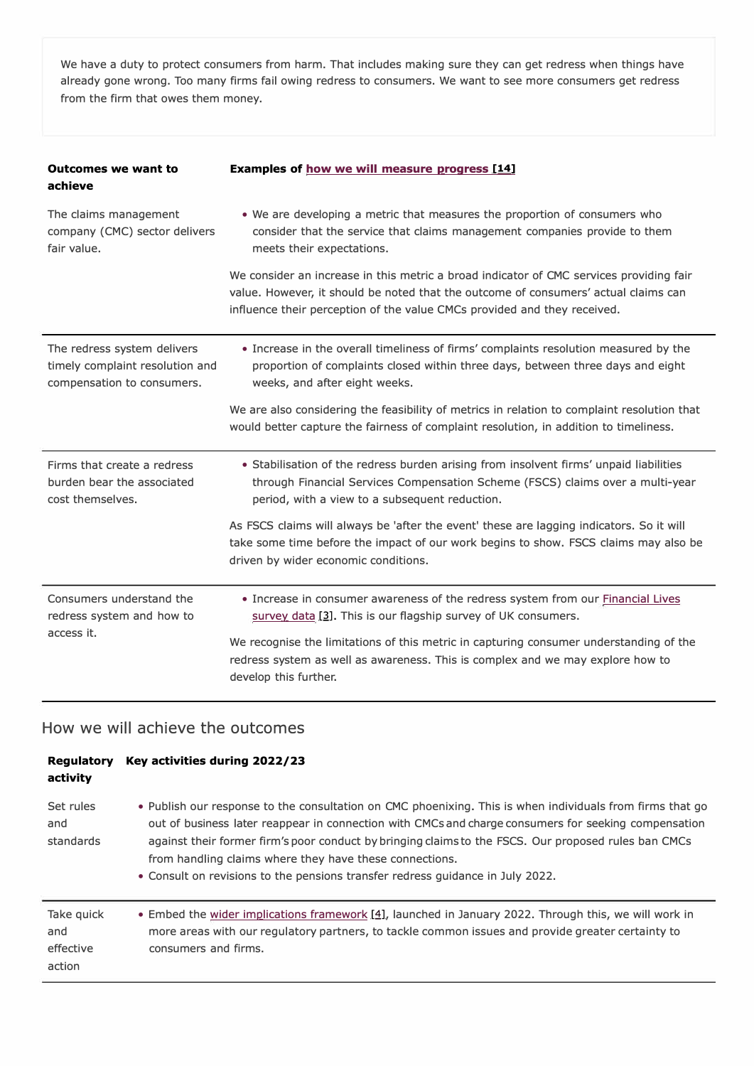We have a duty to protect consumers from harm. That includes making sure they can get redress when things have already gone wrong. Too many firms fail owing redress to consumers. We want to see more consumers get redress from the firm that owes them money.

| Outcomes we want to achieve | Examples of how we will measure progress [14] |
| --- | --- |
| The claims management company (CMC) sector delivers fair value. | • We are developing a metric that measures the proportion of consumers who consider that the service that claims management companies provide to them meets their expectations.<br><br>We consider an increase in this metric a broad indicator of CMC services providing fair value. However, it should be noted that the outcome of consumers' actual claims can influence their perception of the value CMCs provided and they received. |
| The redress system delivers timely complaint resolution and compensation to consumers. | • Increase in the overall timeliness of firms' complaints resolution measured by the proportion of complaints closed within three days, between three days and eight weeks, and after eight weeks.<br><br>We are also considering the feasibility of metrics in relation to complaint resolution that would better capture the fairness of complaint resolution, in addition to timeliness. |
| Firms that create a redress burden bear the associated cost themselves. | • Stabilisation of the redress burden arising from insolvent firms' unpaid liabilities through Financial Services Compensation Scheme (FSCS) claims over a multi-year period, with a view to a subsequent reduction.<br><br>As FSCS claims will always be 'after the event' these are lagging indicators. So it will take some time before the impact of our work begins to show. FSCS claims may also be driven by wider economic conditions. |
| Consumers understand the redress system and how to access it. | • Increase in consumer awareness of the redress system from our Financial Lives survey data [3]. This is our flagship survey of UK consumers.<br><br>We recognise the limitations of this metric in capturing consumer understanding of the redress system as well as awareness. This is complex and we may explore how to develop this further. |

## How we will achieve the outcomes

| Regulatory activity | Key activities during 2022/23 |
| --- | --- |
| Set rules and standards | • Publish our response to the consultation on CMC phoenixing. This is when individuals from firms that go out of business later reappear in connection with CMCs and charge consumers for seeking compensation against their former firm's poor conduct by bringing claims to the FSCS. Our proposed rules ban CMCs from handling claims where they have these connections.<br>• Consult on revisions to the pensions transfer redress guidance in July 2022. |
| Take quick and effective action | • Embed the wider implications framework [4], launched in January 2022. Through this, we will work in more areas with our regulatory partners, to tackle common issues and provide greater certainty to consumers and firms. |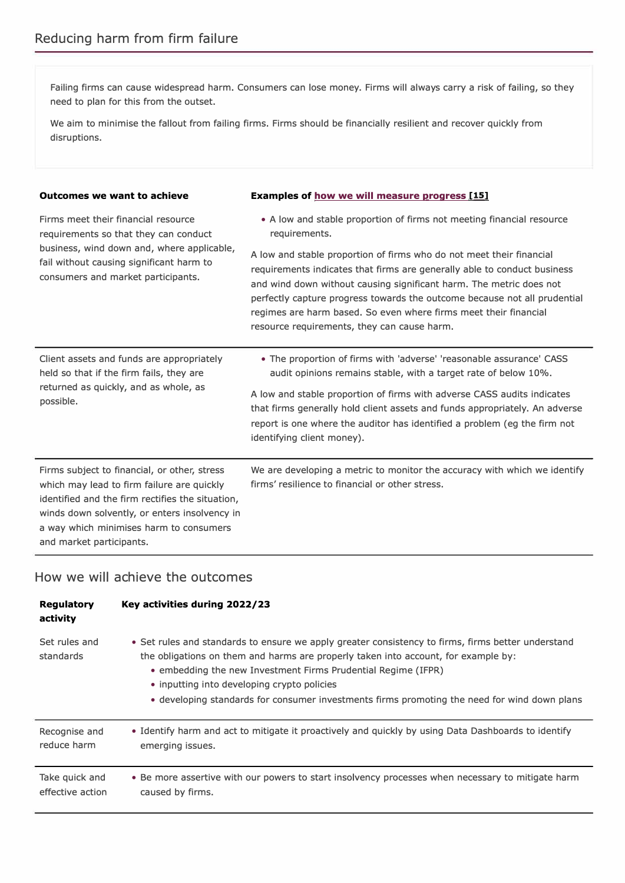## Reducing harm from firm failure

Failing firms can cause widespread harm. Consumers can lose money. Firms will always carry a risk of failing, so they need to plan for this from the outset.

We aim to minimise the fallout from failing firms. Firms should be financially resilient and recover quickly from disruptions.

| Outcomes we want to achieve | Examples of how we will measure progress [15] |
| --- | --- |
| Firms meet their financial resource requirements so that they can conduct business, wind down and, where applicable, fail without causing significant harm to consumers and market participants. | • A low and stable proportion of firms not meeting financial resource requirements.<br><br>A low and stable proportion of firms who do not meet their financial requirements indicates that firms are generally able to conduct business and wind down without causing significant harm. The metric does not perfectly capture progress towards the outcome because not all prudential regimes are harm based. So even where firms meet their financial resource requirements, they can cause harm. |
| Client assets and funds are appropriately held so that if the firm fails, they are returned as quickly, and as whole, as possible. | • The proportion of firms with 'adverse' 'reasonable assurance' CASS audit opinions remains stable, with a target rate of below 10%.<br><br>A low and stable proportion of firms with adverse CASS audits indicates that firms generally hold client assets and funds appropriately. An adverse report is one where the auditor has identified a problem (eg the firm not identifying client money). |
| Firms subject to financial, or other, stress which may lead to firm failure are quickly identified and the firm rectifies the situation, winds down solvently, or enters insolvency in a way which minimises harm to consumers and market participants. | We are developing a metric to monitor the accuracy with which we identify firms' resilience to financial or other stress. |

### How we will achieve the outcomes

| Regulatory activity | Key activities during 2022/23 |
| --- | --- |
| Set rules and standards | • Set rules and standards to ensure we apply greater consistency to firms, firms better understand the obligations on them and harms are properly taken into account, for example by:<br>  • embedding the new Investment Firms Prudential Regime (IFPR)<br>  • inputting into developing crypto policies<br>  • developing standards for consumer investments firms promoting the need for wind down plans |
| Recognise and reduce harm | • Identify harm and act to mitigate it proactively and quickly by using Data Dashboards to identify emerging issues. |
| Take quick and effective action | • Be more assertive with our powers to start insolvency processes when necessary to mitigate harm caused by firms. |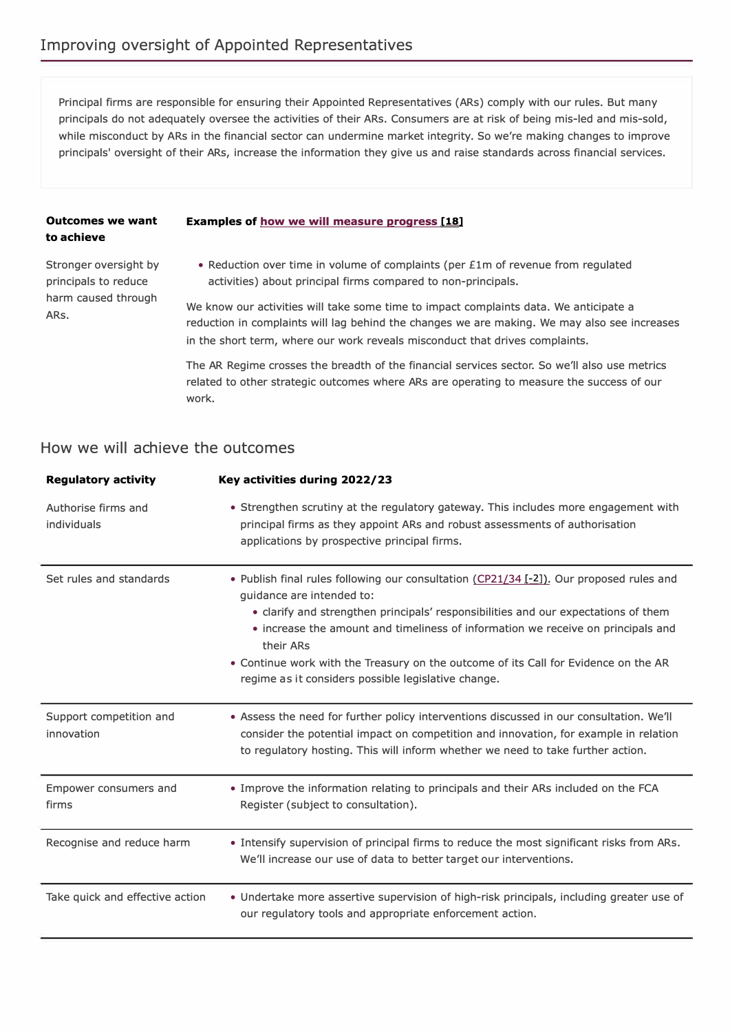## Improving oversight of Appointed Representatives

Principal firms are responsible for ensuring their Appointed Representatives (ARs) comply with our rules. But many principals do not adequately oversee the activities of their ARs. Consumers are at risk of being mis-led and mis-sold, while misconduct by ARs in the financial sector can undermine market integrity. So we're making changes to improve principals' oversight of their ARs, increase the information they give us and raise standards across financial services.

| Outcomes we want to achieve | Examples of how we will measure progress [18] |
|---|---|
| Stronger oversight by principals to reduce harm caused through ARs. | • Reduction over time in volume of complaints (per £1m of revenue from regulated activities) about principal firms compared to non-principals.<br><br>We know our activities will take some time to impact complaints data. We anticipate a reduction in complaints will lag behind the changes we are making. We may also see increases in the short term, where our work reveals misconduct that drives complaints.<br><br>The AR Regime crosses the breadth of the financial services sector. So we'll also use metrics related to other strategic outcomes where ARs are operating to measure the success of our work. |

## How we will achieve the outcomes

| Regulatory activity | Key activities during 2022/23 |
|---|---|
| Authorise firms and individuals | • Strengthen scrutiny at the regulatory gateway. This includes more engagement with principal firms as they appoint ARs and robust assessments of authorisation applications by prospective principal firms. |
| Set rules and standards | • Publish final rules following our consultation (CP21/34 [-2]). Our proposed rules and guidance are intended to:<br>&nbsp;&nbsp;◦ clarify and strengthen principals' responsibilities and our expectations of them<br>&nbsp;&nbsp;◦ increase the amount and timeliness of information we receive on principals and their ARs<br>• Continue work with the Treasury on the outcome of its Call for Evidence on the AR regime as it considers possible legislative change. |
| Support competition and innovation | • Assess the need for further policy interventions discussed in our consultation. We'll consider the potential impact on competition and innovation, for example in relation to regulatory hosting. This will inform whether we need to take further action. |
| Empower consumers and firms | • Improve the information relating to principals and their ARs included on the FCA Register (subject to consultation). |
| Recognise and reduce harm | • Intensify supervision of principal firms to reduce the most significant risks from ARs. We'll increase our use of data to better target our interventions. |
| Take quick and effective action | • Undertake more assertive supervision of high-risk principals, including greater use of our regulatory tools and appropriate enforcement action. |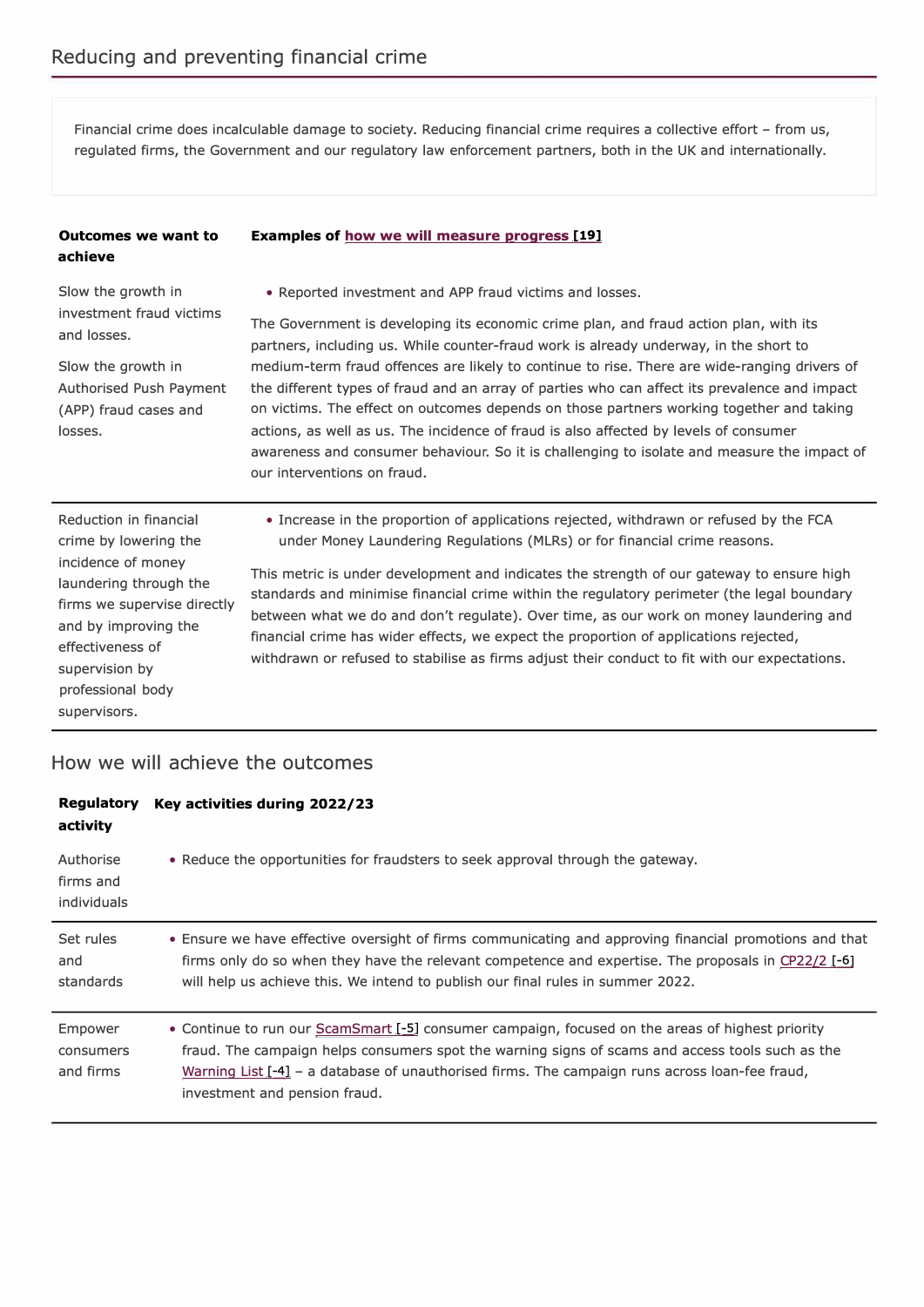## Reducing and preventing financial crime

Financial crime does incalculable damage to society. Reducing financial crime requires a collective effort – from us, regulated firms, the Government and our regulatory law enforcement partners, both in the UK and internationally.

| Outcomes we want to achieve | Examples of how we will measure progress [19] |
| --- | --- |
| Slow the growth in investment fraud victims and losses.<br><br>Slow the growth in Authorised Push Payment (APP) fraud cases and losses. | • Reported investment and APP fraud victims and losses.<br><br>The Government is developing its economic crime plan, and fraud action plan, with its partners, including us. While counter-fraud work is already underway, in the short to medium-term fraud offences are likely to continue to rise. There are wide-ranging drivers of the different types of fraud and an array of parties who can affect its prevalence and impact on victims. The effect on outcomes depends on those partners working together and taking actions, as well as us. The incidence of fraud is also affected by levels of consumer awareness and consumer behaviour. So it is challenging to isolate and measure the impact of our interventions on fraud. |
| Reduction in financial crime by lowering the incidence of money laundering through the firms we supervise directly and by improving the effectiveness of supervision by professional body supervisors. | • Increase in the proportion of applications rejected, withdrawn or refused by the FCA under Money Laundering Regulations (MLRs) or for financial crime reasons.<br><br>This metric is under development and indicates the strength of our gateway to ensure high standards and minimise financial crime within the regulatory perimeter (the legal boundary between what we do and don't regulate). Over time, as our work on money laundering and financial crime has wider effects, we expect the proportion of applications rejected, withdrawn or refused to stabilise as firms adjust their conduct to fit with our expectations. |

### How we will achieve the outcomes

| Regulatory activity | Key activities during 2022/23 |
| --- | --- |
| Authorise firms and individuals | • Reduce the opportunities for fraudsters to seek approval through the gateway. |
| Set rules and standards | • Ensure we have effective oversight of firms communicating and approving financial promotions and that firms only do so when they have the relevant competence and expertise. The proposals in CP22/2 [-6] will help us achieve this. We intend to publish our final rules in summer 2022. |
| Empower consumers and firms | • Continue to run our ScamSmart [-5] consumer campaign, focused on the areas of highest priority fraud. The campaign helps consumers spot the warning signs of scams and access tools such as the Warning List [-4] – a database of unauthorised firms. The campaign runs across loan-fee fraud, investment and pension fraud. |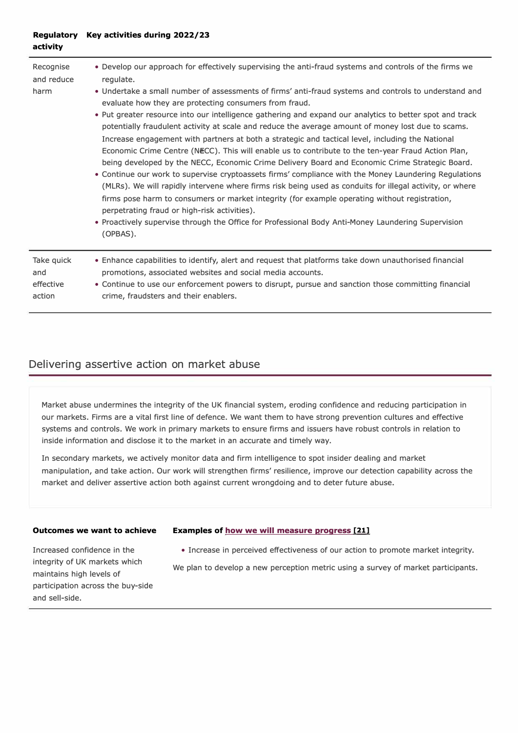| Regulatory activity | Key activities during 2022/23 |
| --- | --- |
| Recognise and reduce harm | • Develop our approach for effectively supervising the anti-fraud systems and controls of the firms we regulate.<br>• Undertake a small number of assessments of firms' anti-fraud systems and controls to understand and evaluate how they are protecting consumers from fraud.<br>• Put greater resource into our intelligence gathering and expand our analytics to better spot and track potentially fraudulent activity at scale and reduce the average amount of money lost due to scams. Increase engagement with partners at both a strategic and tactical level, including the National Economic Crime Centre (NECC). This will enable us to contribute to the ten-year Fraud Action Plan, being developed by the NECC, Economic Crime Delivery Board and Economic Crime Strategic Board.<br>• Continue our work to supervise cryptoassets firms' compliance with the Money Laundering Regulations (MLRs). We will rapidly intervene where firms risk being used as conduits for illegal activity, or where firms pose harm to consumers or market integrity (for example operating without registration, perpetrating fraud or high-risk activities).<br>• Proactively supervise through the Office for Professional Body Anti-Money Laundering Supervision (OPBAS). |
| Take quick and effective action | • Enhance capabilities to identify, alert and request that platforms take down unauthorised financial promotions, associated websites and social media accounts.<br>• Continue to use our enforcement powers to disrupt, pursue and sanction those committing financial crime, fraudsters and their enablers. |

## Delivering assertive action on market abuse

Market abuse undermines the integrity of the UK financial system, eroding confidence and reducing participation in our markets. Firms are a vital first line of defence. We want them to have strong prevention cultures and effective systems and controls. We work in primary markets to ensure firms and issuers have robust controls in relation to inside information and disclose it to the market in an accurate and timely way.

In secondary markets, we actively monitor data and firm intelligence to spot insider dealing and market manipulation, and take action. Our work will strengthen firms' resilience, improve our detection capability across the market and deliver assertive action both against current wrongdoing and to deter future abuse.

| Outcomes we want to achieve | Examples of how we will measure progress [21] |
| --- | --- |
| Increased confidence in the integrity of UK markets which maintains high levels of participation across the buy-side and sell-side. | • Increase in perceived effectiveness of our action to promote market integrity.<br>We plan to develop a new perception metric using a survey of market participants. |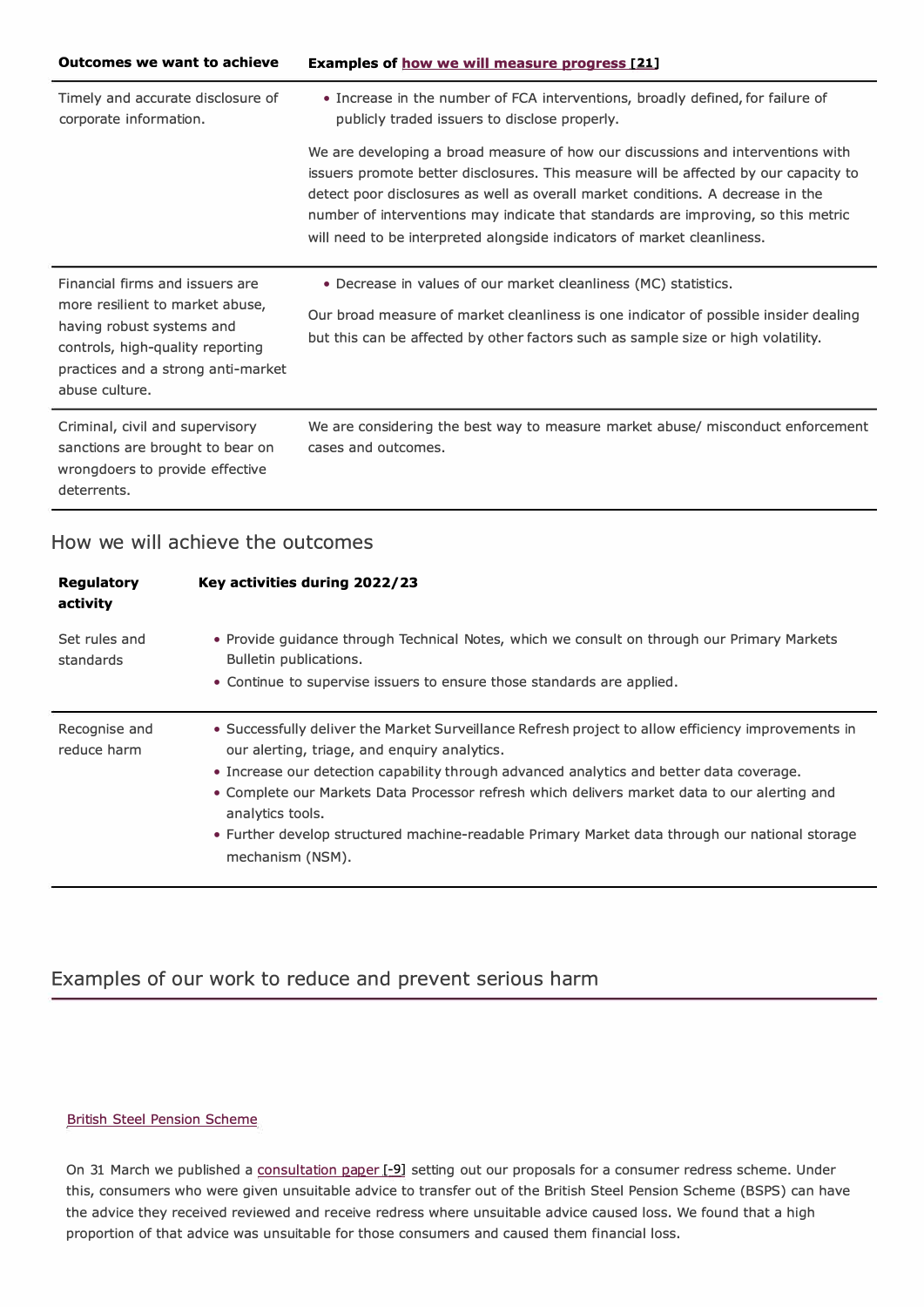| Outcomes we want to achieve | Examples of how we will measure progress [21] |
|---|---|
| Timely and accurate disclosure of corporate information. | • Increase in the number of FCA interventions, broadly defined, for failure of publicly traded issuers to disclose properly.<br><br>We are developing a broad measure of how our discussions and interventions with issuers promote better disclosures. This measure will be affected by our capacity to detect poor disclosures as well as overall market conditions. A decrease in the number of interventions may indicate that standards are improving, so this metric will need to be interpreted alongside indicators of market cleanliness. |
| Financial firms and issuers are more resilient to market abuse, having robust systems and controls, high-quality reporting practices and a strong anti-market abuse culture. | • Decrease in values of our market cleanliness (MC) statistics.<br><br>Our broad measure of market cleanliness is one indicator of possible insider dealing but this can be affected by other factors such as sample size or high volatility. |
| Criminal, civil and supervisory sanctions are brought to bear on wrongdoers to provide effective deterrents. | We are considering the best way to measure market abuse/ misconduct enforcement cases and outcomes. |

## How we will achieve the outcomes

| Regulatory activity | Key activities during 2022/23 |
|---|---|
| Set rules and standards | • Provide guidance through Technical Notes, which we consult on through our Primary Markets Bulletin publications.<br>• Continue to supervise issuers to ensure those standards are applied. |
| Recognise and reduce harm | • Successfully deliver the Market Surveillance Refresh project to allow efficiency improvements in our alerting, triage, and enquiry analytics.<br>• Increase our detection capability through advanced analytics and better data coverage.<br>• Complete our Markets Data Processor refresh which delivers market data to our alerting and analytics tools.<br>• Further develop structured machine-readable Primary Market data through our national storage mechanism (NSM). |

## Examples of our work to reduce and prevent serious harm

British Steel Pension Scheme

On 31 March we published a consultation paper [-9] setting out our proposals for a consumer redress scheme. Under this, consumers who were given unsuitable advice to transfer out of the British Steel Pension Scheme (BSPS) can have the advice they received reviewed and receive redress where unsuitable advice caused loss. We found that a high proportion of that advice was unsuitable for those consumers and caused them financial loss.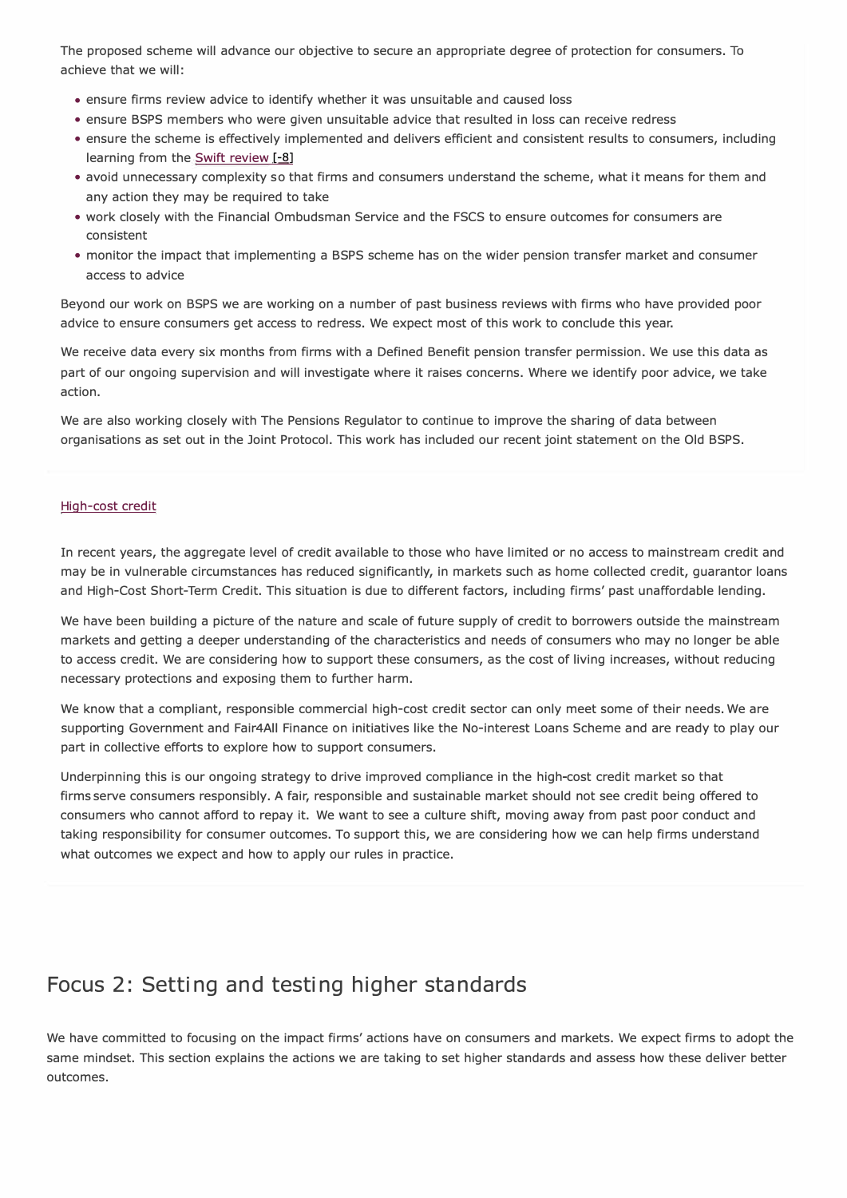The proposed scheme will advance our objective to secure an appropriate degree of protection for consumers. To achieve that we will:

- ensure firms review advice to identify whether it was unsuitable and caused loss
- ensure BSPS members who were given unsuitable advice that resulted in loss can receive redress
- ensure the scheme is effectively implemented and delivers efficient and consistent results to consumers, including learning from the Swift review [-8]
- avoid unnecessary complexity so that firms and consumers understand the scheme, what it means for them and any action they may be required to take
- work closely with the Financial Ombudsman Service and the FSCS to ensure outcomes for consumers are consistent
- monitor the impact that implementing a BSPS scheme has on the wider pension transfer market and consumer access to advice

Beyond our work on BSPS we are working on a number of past business reviews with firms who have provided poor advice to ensure consumers get access to redress. We expect most of this work to conclude this year.

We receive data every six months from firms with a Defined Benefit pension transfer permission. We use this data as part of our ongoing supervision and will investigate where it raises concerns. Where we identify poor advice, we take action.

We are also working closely with The Pensions Regulator to continue to improve the sharing of data between organisations as set out in the Joint Protocol. This work has included our recent joint statement on the Old BSPS.

### High-cost credit

In recent years, the aggregate level of credit available to those who have limited or no access to mainstream credit and may be in vulnerable circumstances has reduced significantly, in markets such as home collected credit, guarantor loans and High-Cost Short-Term Credit. This situation is due to different factors, including firms' past unaffordable lending.

We have been building a picture of the nature and scale of future supply of credit to borrowers outside the mainstream markets and getting a deeper understanding of the characteristics and needs of consumers who may no longer be able to access credit. We are considering how to support these consumers, as the cost of living increases, without reducing necessary protections and exposing them to further harm.

We know that a compliant, responsible commercial high-cost credit sector can only meet some of their needs. We are supporting Government and Fair4All Finance on initiatives like the No-interest Loans Scheme and are ready to play our part in collective efforts to explore how to support consumers.

Underpinning this is our ongoing strategy to drive improved compliance in the high-cost credit market so that firms serve consumers responsibly. A fair, responsible and sustainable market should not see credit being offered to consumers who cannot afford to repay it. We want to see a culture shift, moving away from past poor conduct and taking responsibility for consumer outcomes. To support this, we are considering how we can help firms understand what outcomes we expect and how to apply our rules in practice.

## Focus 2: Setting and testing higher standards

We have committed to focusing on the impact firms' actions have on consumers and markets. We expect firms to adopt the same mindset. This section explains the actions we are taking to set higher standards and assess how these deliver better outcomes.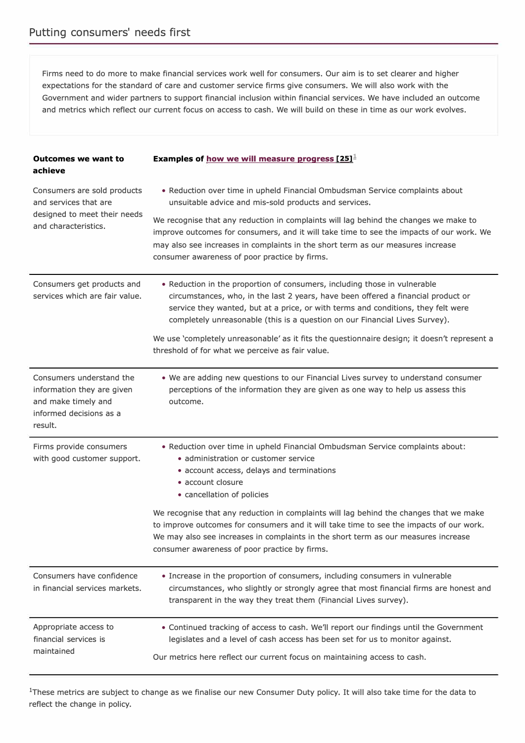## Putting consumers' needs first

Firms need to do more to make financial services work well for consumers. Our aim is to set clearer and higher expectations for the standard of care and customer service firms give consumers. We will also work with the Government and wider partners to support financial inclusion within financial services. We have included an outcome and metrics which reflect our current focus on access to cash. We will build on these in time as our work evolves.

| **Outcomes we want to achieve** | **Examples of how we will measure progress [25]**[1] |
| --- | --- |
| Consumers are sold products and services that are designed to meet their needs and characteristics. | • Reduction over time in upheld Financial Ombudsman Service complaints about unsuitable advice and mis-sold products and services.<br><br>We recognise that any reduction in complaints will lag behind the changes we make to improve outcomes for consumers, and it will take time to see the impacts of our work. We may also see increases in complaints in the short term as our measures increase consumer awareness of poor practice by firms. |
| Consumers get products and services which are fair value. | • Reduction in the proportion of consumers, including those in vulnerable circumstances, who, in the last 2 years, have been offered a financial product or service they wanted, but at a price, or with terms and conditions, they felt were completely unreasonable (this is a question on our Financial Lives Survey).<br><br>We use 'completely unreasonable' as it fits the questionnaire design; it doesn't represent a threshold of for what we perceive as fair value. |
| Consumers understand the information they are given and make timely and informed decisions as a result. | • We are adding new questions to our Financial Lives survey to understand consumer perceptions of the information they are given as one way to help us assess this outcome. |
| Firms provide consumers with good customer support. | • Reduction over time in upheld Financial Ombudsman Service complaints about:<br>  • administration or customer service<br>  • account access, delays and terminations<br>  • account closure<br>  • cancellation of policies<br><br>We recognise that any reduction in complaints will lag behind the changes that we make to improve outcomes for consumers and it will take time to see the impacts of our work. We may also see increases in complaints in the short term as our measures increase consumer awareness of poor practice by firms. |
| Consumers have confidence in financial services markets. | • Increase in the proportion of consumers, including consumers in vulnerable circumstances, who slightly or strongly agree that most financial firms are honest and transparent in the way they treat them (Financial Lives survey). |
| Appropriate access to financial services is maintained | • Continued tracking of access to cash. We'll report our findings until the Government legislates and a level of cash access has been set for us to monitor against.<br><br>Our metrics here reflect our current focus on maintaining access to cash. |

[1]These metrics are subject to change as we finalise our new Consumer Duty policy. It will also take time for the data to reflect the change in policy.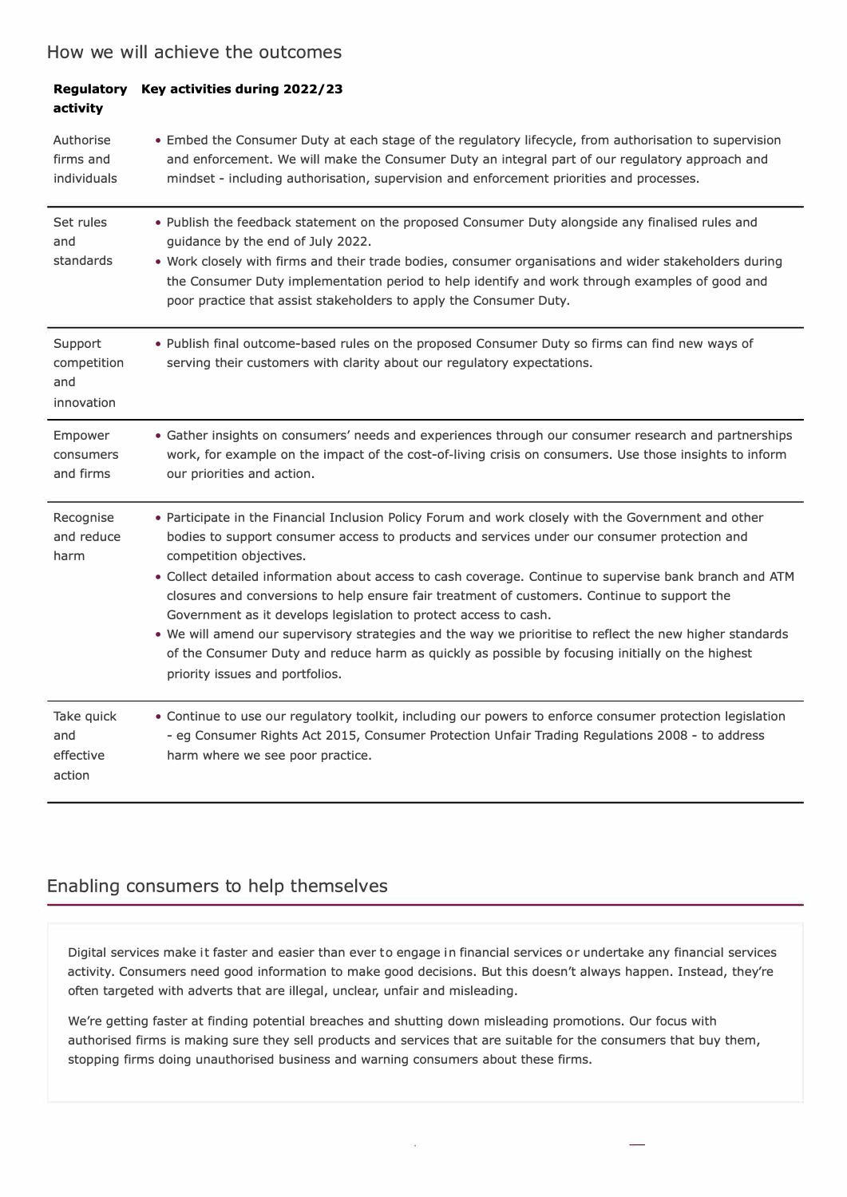## How we will achieve the outcomes

| Regulatory activity | Key activities during 2022/23 |
|---|---|
| Authorise firms and individuals | • Embed the Consumer Duty at each stage of the regulatory lifecycle, from authorisation to supervision and enforcement. We will make the Consumer Duty an integral part of our regulatory approach and mindset - including authorisation, supervision and enforcement priorities and processes. |
| Set rules and standards | • Publish the feedback statement on the proposed Consumer Duty alongside any finalised rules and guidance by the end of July 2022.<br>• Work closely with firms and their trade bodies, consumer organisations and wider stakeholders during the Consumer Duty implementation period to help identify and work through examples of good and poor practice that assist stakeholders to apply the Consumer Duty. |
| Support competition and innovation | • Publish final outcome-based rules on the proposed Consumer Duty so firms can find new ways of serving their customers with clarity about our regulatory expectations. |
| Empower consumers and firms | • Gather insights on consumers' needs and experiences through our consumer research and partnerships work, for example on the impact of the cost-of-living crisis on consumers. Use those insights to inform our priorities and action. |
| Recognise and reduce harm | • Participate in the Financial Inclusion Policy Forum and work closely with the Government and other bodies to support consumer access to products and services under our consumer protection and competition objectives.<br>• Collect detailed information about access to cash coverage. Continue to supervise bank branch and ATM closures and conversions to help ensure fair treatment of customers. Continue to support the Government as it develops legislation to protect access to cash.<br>• We will amend our supervisory strategies and the way we prioritise to reflect the new higher standards of the Consumer Duty and reduce harm as quickly as possible by focusing initially on the highest priority issues and portfolios. |
| Take quick and effective action | • Continue to use our regulatory toolkit, including our powers to enforce consumer protection legislation - eg Consumer Rights Act 2015, Consumer Protection Unfair Trading Regulations 2008 - to address harm where we see poor practice. |

## Enabling consumers to help themselves

Digital services make it faster and easier than ever to engage in financial services or undertake any financial services activity. Consumers need good information to make good decisions. But this doesn't always happen. Instead, they're often targeted with adverts that are illegal, unclear, unfair and misleading.

We're getting faster at finding potential breaches and shutting down misleading promotions. Our focus with authorised firms is making sure they sell products and services that are suitable for the consumers that buy them, stopping firms doing unauthorised business and warning consumers about these firms.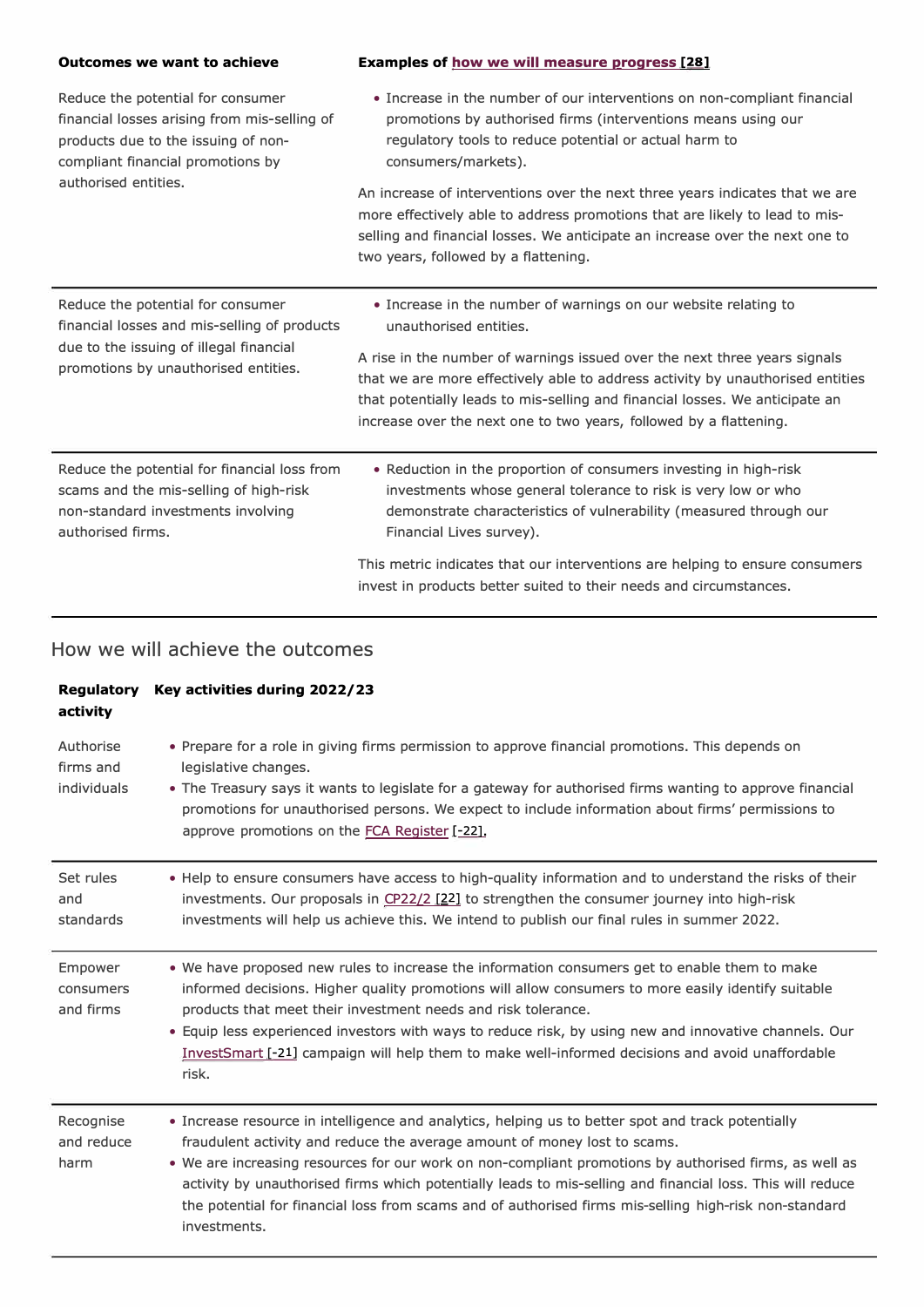| Outcomes we want to achieve | Examples of how we will measure progress [28] |
| --- | --- |
| Reduce the potential for consumer financial losses arising from mis-selling of products due to the issuing of non-compliant financial promotions by authorised entities. | • Increase in the number of our interventions on non-compliant financial promotions by authorised firms (interventions means using our regulatory tools to reduce potential or actual harm to consumers/markets).<br><br>An increase of interventions over the next three years indicates that we are more effectively able to address promotions that are likely to lead to mis-selling and financial losses. We anticipate an increase over the next one to two years, followed by a flattening. |
| Reduce the potential for consumer financial losses and mis-selling of products due to the issuing of illegal financial promotions by unauthorised entities. | • Increase in the number of warnings on our website relating to unauthorised entities.<br><br>A rise in the number of warnings issued over the next three years signals that we are more effectively able to address activity by unauthorised entities that potentially leads to mis-selling and financial losses. We anticipate an increase over the next one to two years, followed by a flattening. |
| Reduce the potential for financial loss from scams and the mis-selling of high-risk non-standard investments involving authorised firms. | • Reduction in the proportion of consumers investing in high-risk investments whose general tolerance to risk is very low or who demonstrate characteristics of vulnerability (measured through our Financial Lives survey).<br><br>This metric indicates that our interventions are helping to ensure consumers invest in products better suited to their needs and circumstances. |

## How we will achieve the outcomes

| Regulatory activity | Key activities during 2022/23 |
| --- | --- |
| Authorise firms and individuals | • Prepare for a role in giving firms permission to approve financial promotions. This depends on legislative changes.<br>• The Treasury says it wants to legislate for a gateway for authorised firms wanting to approve financial promotions for unauthorised persons. We expect to include information about firms' permissions to approve promotions on the FCA Register [-22]. |
| Set rules and standards | • Help to ensure consumers have access to high-quality information and to understand the risks of their investments. Our proposals in CP22/2 [22] to strengthen the consumer journey into high-risk investments will help us achieve this. We intend to publish our final rules in summer 2022. |
| Empower consumers and firms | • We have proposed new rules to increase the information consumers get to enable them to make informed decisions. Higher quality promotions will allow consumers to more easily identify suitable products that meet their investment needs and risk tolerance.<br>• Equip less experienced investors with ways to reduce risk, by using new and innovative channels. Our InvestSmart [-21] campaign will help them to make well-informed decisions and avoid unaffordable risk. |
| Recognise and reduce harm | • Increase resource in intelligence and analytics, helping us to better spot and track potentially fraudulent activity and reduce the average amount of money lost to scams.<br>• We are increasing resources for our work on non-compliant promotions by authorised firms, as well as activity by unauthorised firms which potentially leads to mis-selling and financial loss. This will reduce the potential for financial loss from scams and of authorised firms mis-selling high-risk non-standard investments. |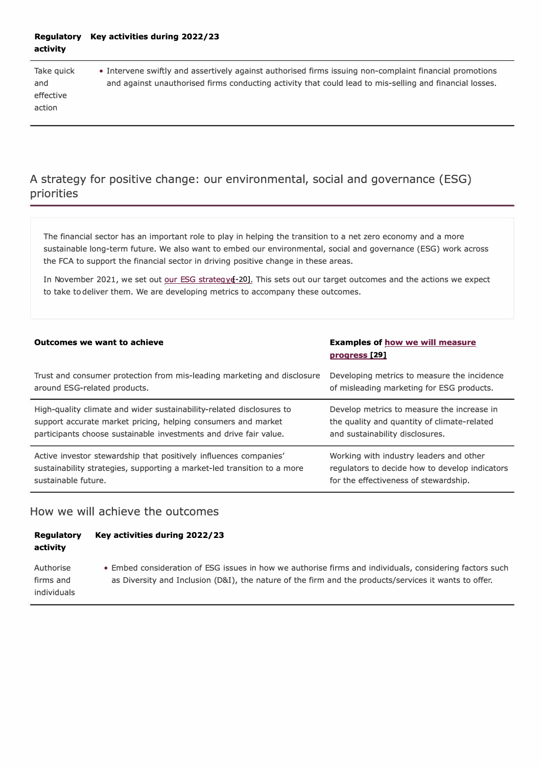| Regulatory activity | Key activities during 2022/23 |
|---|---|
| Take quick and effective action | • Intervene swiftly and assertively against authorised firms issuing non-complaint financial promotions and against unauthorised firms conducting activity that could lead to mis-selling and financial losses. |

## A strategy for positive change: our environmental, social and governance (ESG) priorities

The financial sector has an important role to play in helping the transition to a net zero economy and a more sustainable long-term future. We also want to embed our environmental, social and governance (ESG) work across the FCA to support the financial sector in driving positive change in these areas.

In November 2021, we set out our ESG strategy [-20]. This sets out our target outcomes and the actions we expect to take to deliver them. We are developing metrics to accompany these outcomes.

| Outcomes we want to achieve | Examples of how we will measure progress [29] |
|---|---|
| Trust and consumer protection from mis-leading marketing and disclosure around ESG-related products. | Developing metrics to measure the incidence of misleading marketing for ESG products. |
| High-quality climate and wider sustainability-related disclosures to support accurate market pricing, helping consumers and market participants choose sustainable investments and drive fair value. | Develop metrics to measure the increase in the quality and quantity of climate-related and sustainability disclosures. |
| Active investor stewardship that positively influences companies' sustainability strategies, supporting a market-led transition to a more sustainable future. | Working with industry leaders and other regulators to decide how to develop indicators for the effectiveness of stewardship. |

### How we will achieve the outcomes

| Regulatory activity | Key activities during 2022/23 |
|---|---|
| Authorise firms and individuals | • Embed consideration of ESG issues in how we authorise firms and individuals, considering factors such as Diversity and Inclusion (D&I), the nature of the firm and the products/services it wants to offer. |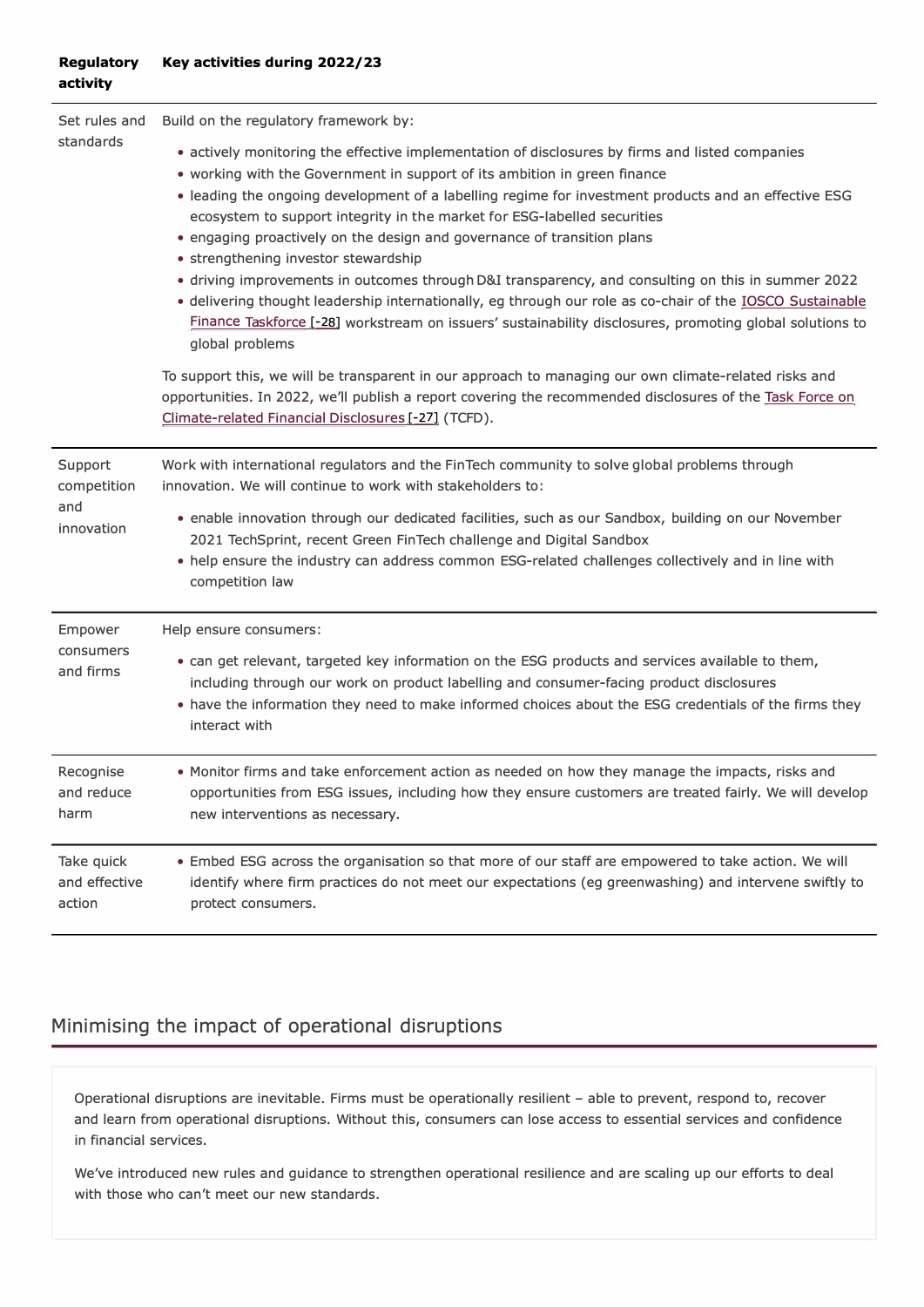| Regulatory activity | Key activities during 2022/23 |
| --- | --- |
| Set rules and standards | Build on the regulatory framework by:<br>• actively monitoring the effective implementation of disclosures by firms and listed companies<br>• working with the Government in support of its ambition in green finance<br>• leading the ongoing development of a labelling regime for investment products and an effective ESG ecosystem to support integrity in the market for ESG-labelled securities<br>• engaging proactively on the design and governance of transition plans<br>• strengthening investor stewardship<br>• driving improvements in outcomes through D&I transparency, and consulting on this in summer 2022<br>• delivering thought leadership internationally, eg through our role as co-chair of the IOSCO Sustainable Finance Taskforce [-28] workstream on issuers' sustainability disclosures, promoting global solutions to global problems<br><br>To support this, we will be transparent in our approach to managing our own climate-related risks and opportunities. In 2022, we'll publish a report covering the recommended disclosures of the Task Force on Climate-related Financial Disclosures [-27] (TCFD). |
| Support competition and innovation | Work with international regulators and the FinTech community to solve global problems through innovation. We will continue to work with stakeholders to:<br>• enable innovation through our dedicated facilities, such as our Sandbox, building on our November 2021 TechSprint, recent Green FinTech challenge and Digital Sandbox<br>• help ensure the industry can address common ESG-related challenges collectively and in line with competition law |
| Empower consumers and firms | Help ensure consumers:<br>• can get relevant, targeted key information on the ESG products and services available to them, including through our work on product labelling and consumer-facing product disclosures<br>• have the information they need to make informed choices about the ESG credentials of the firms they interact with |
| Recognise and reduce harm | • Monitor firms and take enforcement action as needed on how they manage the impacts, risks and opportunities from ESG issues, including how they ensure customers are treated fairly. We will develop new interventions as necessary. |
| Take quick and effective action | • Embed ESG across the organisation so that more of our staff are empowered to take action. We will identify where firm practices do not meet our expectations (eg greenwashing) and intervene swiftly to protect consumers. |

## Minimising the impact of operational disruptions

Operational disruptions are inevitable. Firms must be operationally resilient – able to prevent, respond to, recover and learn from operational disruptions. Without this, consumers can lose access to essential services and confidence in financial services.

We've introduced new rules and guidance to strengthen operational resilience and are scaling up our efforts to deal with those who can't meet our new standards.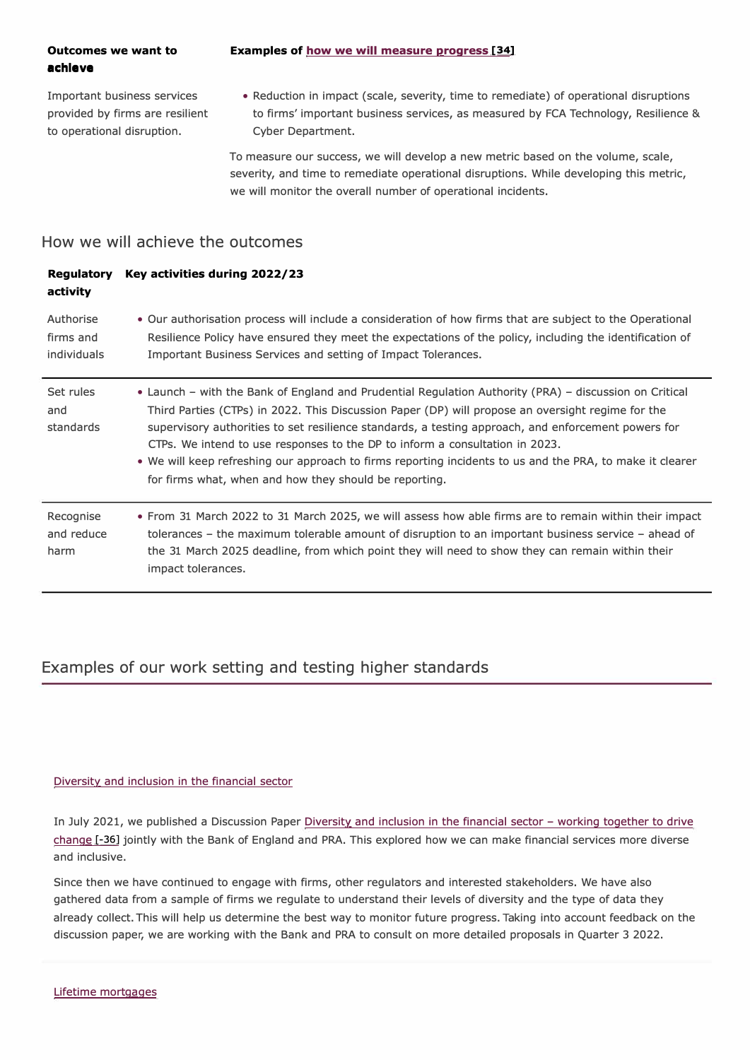| Outcomes we want to achieve | Examples of how we will measure progress [34] |
|---|---|
| Important business services provided by firms are resilient to operational disruption. | • Reduction in impact (scale, severity, time to remediate) of operational disruptions to firms' important business services, as measured by FCA Technology, Resilience & Cyber Department.<br><br>To measure our success, we will develop a new metric based on the volume, scale, severity, and time to remediate operational disruptions. While developing this metric, we will monitor the overall number of operational incidents. |

## How we will achieve the outcomes

| Regulatory activity | Key activities during 2022/23 |
|---|---|
| Authorise firms and individuals | • Our authorisation process will include a consideration of how firms that are subject to the Operational Resilience Policy have ensured they meet the expectations of the policy, including the identification of Important Business Services and setting of Impact Tolerances. |
| Set rules and standards | • Launch – with the Bank of England and Prudential Regulation Authority (PRA) – discussion on Critical Third Parties (CTPs) in 2022. This Discussion Paper (DP) will propose an oversight regime for the supervisory authorities to set resilience standards, a testing approach, and enforcement powers for CTPs. We intend to use responses to the DP to inform a consultation in 2023.<br>• We will keep refreshing our approach to firms reporting incidents to us and the PRA, to make it clearer for firms what, when and how they should be reporting. |
| Recognise and reduce harm | • From 31 March 2022 to 31 March 2025, we will assess how able firms are to remain within their impact tolerances – the maximum tolerable amount of disruption to an important business service – ahead of the 31 March 2025 deadline, from which point they will need to show they can remain within their impact tolerances. |

## Examples of our work setting and testing higher standards

### Diversity and inclusion in the financial sector

In July 2021, we published a Discussion Paper Diversity and inclusion in the financial sector – working together to drive change [-36] jointly with the Bank of England and PRA. This explored how we can make financial services more diverse and inclusive.

Since then we have continued to engage with firms, other regulators and interested stakeholders. We have also gathered data from a sample of firms we regulate to understand their levels of diversity and the type of data they already collect. This will help us determine the best way to monitor future progress. Taking into account feedback on the discussion paper, we are working with the Bank and PRA to consult on more detailed proposals in Quarter 3 2022.

### Lifetime mortgages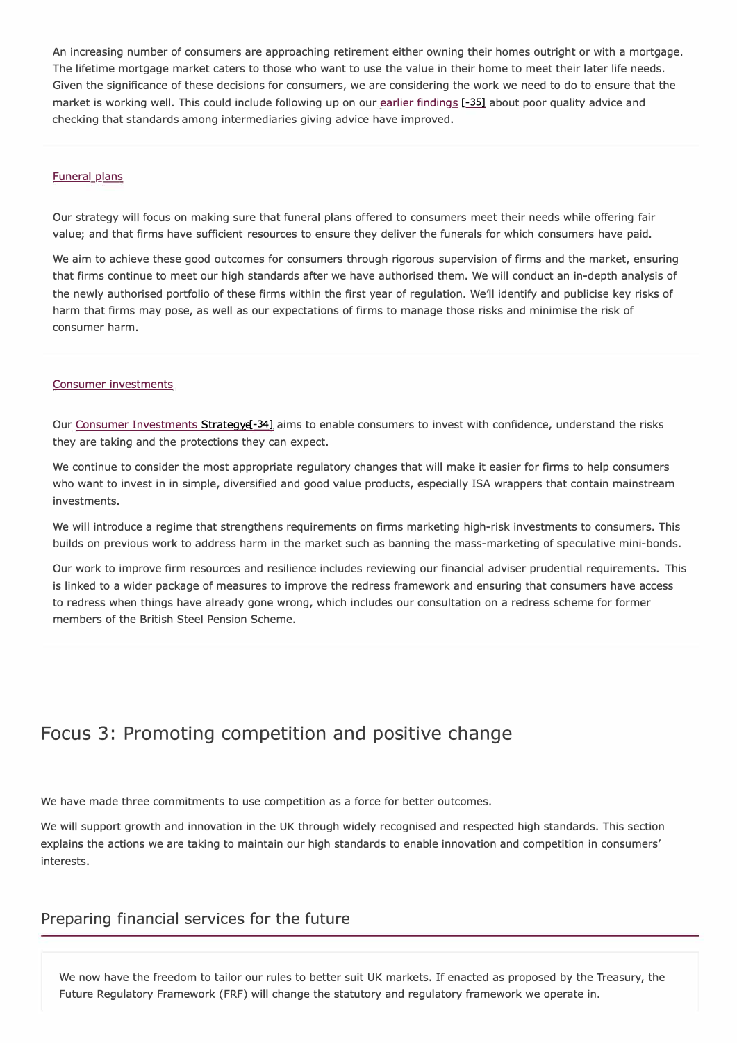An increasing number of consumers are approaching retirement either owning their homes outright or with a mortgage. The lifetime mortgage market caters to those who want to use the value in their home to meet their later life needs. Given the significance of these decisions for consumers, we are considering the work we need to do to ensure that the market is working well. This could include following up on our earlier findings [-35] about poor quality advice and checking that standards among intermediaries giving advice have improved.

### Funeral plans

Our strategy will focus on making sure that funeral plans offered to consumers meet their needs while offering fair value; and that firms have sufficient resources to ensure they deliver the funerals for which consumers have paid.

We aim to achieve these good outcomes for consumers through rigorous supervision of firms and the market, ensuring that firms continue to meet our high standards after we have authorised them. We will conduct an in-depth analysis of the newly authorised portfolio of these firms within the first year of regulation. We'll identify and publicise key risks of harm that firms may pose, as well as our expectations of firms to manage those risks and minimise the risk of consumer harm.

### Consumer investments

Our Consumer Investments Strategy[-34] aims to enable consumers to invest with confidence, understand the risks they are taking and the protections they can expect.

We continue to consider the most appropriate regulatory changes that will make it easier for firms to help consumers who want to invest in in simple, diversified and good value products, especially ISA wrappers that contain mainstream investments.

We will introduce a regime that strengthens requirements on firms marketing high-risk investments to consumers. This builds on previous work to address harm in the market such as banning the mass-marketing of speculative mini-bonds.

Our work to improve firm resources and resilience includes reviewing our financial adviser prudential requirements. This is linked to a wider package of measures to improve the redress framework and ensuring that consumers have access to redress when things have already gone wrong, which includes our consultation on a redress scheme for former members of the British Steel Pension Scheme.

# Focus 3: Promoting competition and positive change

We have made three commitments to use competition as a force for better outcomes.

We will support growth and innovation in the UK through widely recognised and respected high standards. This section explains the actions we are taking to maintain our high standards to enable innovation and competition in consumers' interests.

## Preparing financial services for the future

We now have the freedom to tailor our rules to better suit UK markets. If enacted as proposed by the Treasury, the Future Regulatory Framework (FRF) will change the statutory and regulatory framework we operate in.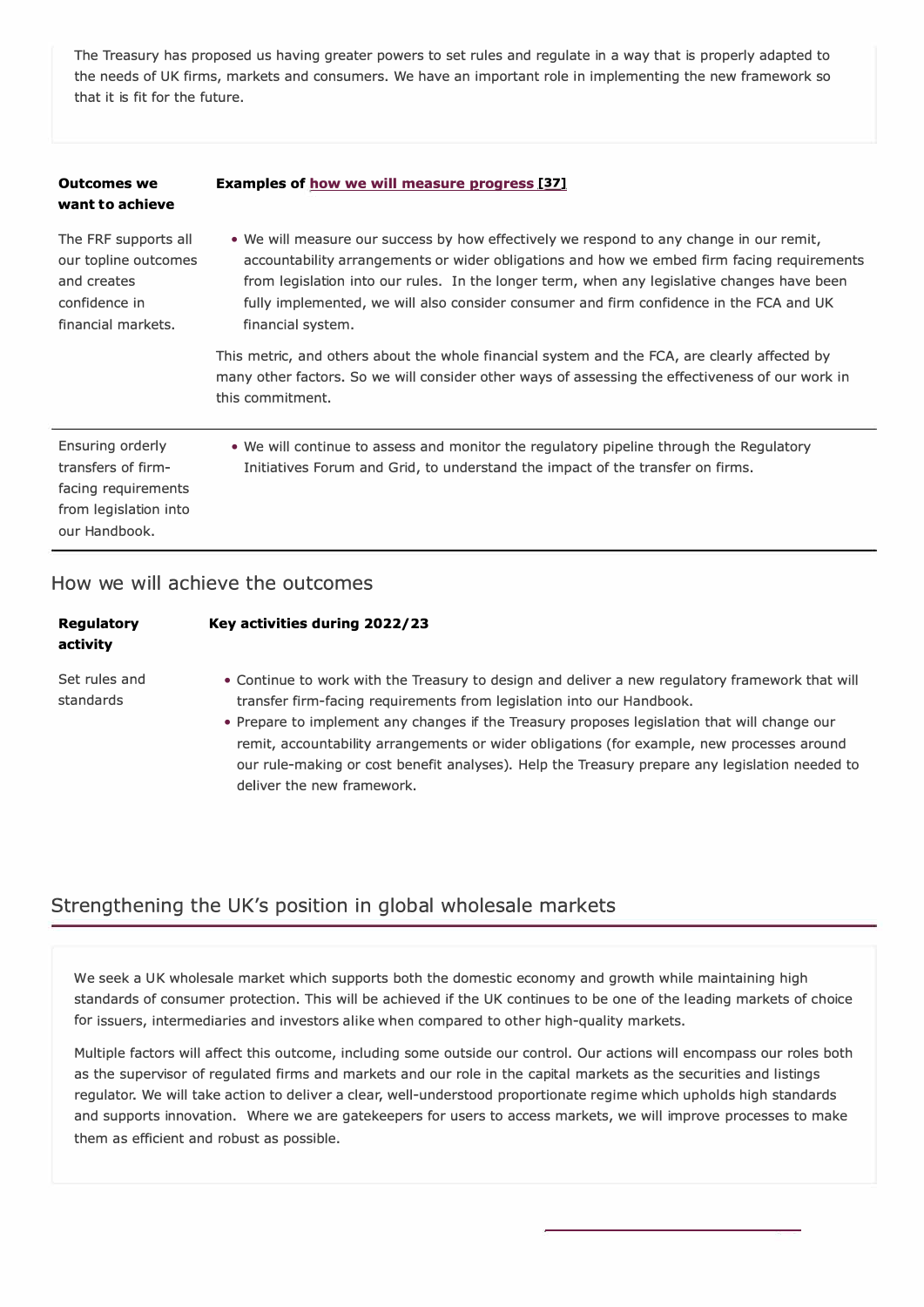The Treasury has proposed us having greater powers to set rules and regulate in a way that is properly adapted to the needs of UK firms, markets and consumers. We have an important role in implementing the new framework so that it is fit for the future.

| **Outcomes we want to achieve** | **Examples of how we will measure progress [37]** |
| --- | --- |
| The FRF supports all our topline outcomes and creates confidence in financial markets. | • We will measure our success by how effectively we respond to any change in our remit, accountability arrangements or wider obligations and how we embed firm facing requirements from legislation into our rules. In the longer term, when any legislative changes have been fully implemented, we will also consider consumer and firm confidence in the FCA and UK financial system.<br><br>This metric, and others about the whole financial system and the FCA, are clearly affected by many other factors. So we will consider other ways of assessing the effectiveness of our work in this commitment. |
| Ensuring orderly transfers of firm-facing requirements from legislation into our Handbook. | • We will continue to assess and monitor the regulatory pipeline through the Regulatory Initiatives Forum and Grid, to understand the impact of the transfer on firms. |

## How we will achieve the outcomes

| **Regulatory activity** | **Key activities during 2022/23** |
| --- | --- |
| Set rules and standards | • Continue to work with the Treasury to design and deliver a new regulatory framework that will transfer firm-facing requirements from legislation into our Handbook.<br>• Prepare to implement any changes if the Treasury proposes legislation that will change our remit, accountability arrangements or wider obligations (for example, new processes around our rule-making or cost benefit analyses). Help the Treasury prepare any legislation needed to deliver the new framework. |

## Strengthening the UK's position in global wholesale markets

We seek a UK wholesale market which supports both the domestic economy and growth while maintaining high standards of consumer protection. This will be achieved if the UK continues to be one of the leading markets of choice for issuers, intermediaries and investors alike when compared to other high-quality markets.

Multiple factors will affect this outcome, including some outside our control. Our actions will encompass our roles both as the supervisor of regulated firms and markets and our role in the capital markets as the securities and listings regulator. We will take action to deliver a clear, well-understood proportionate regime which upholds high standards and supports innovation. Where we are gatekeepers for users to access markets, we will improve processes to make them as efficient and robust as possible.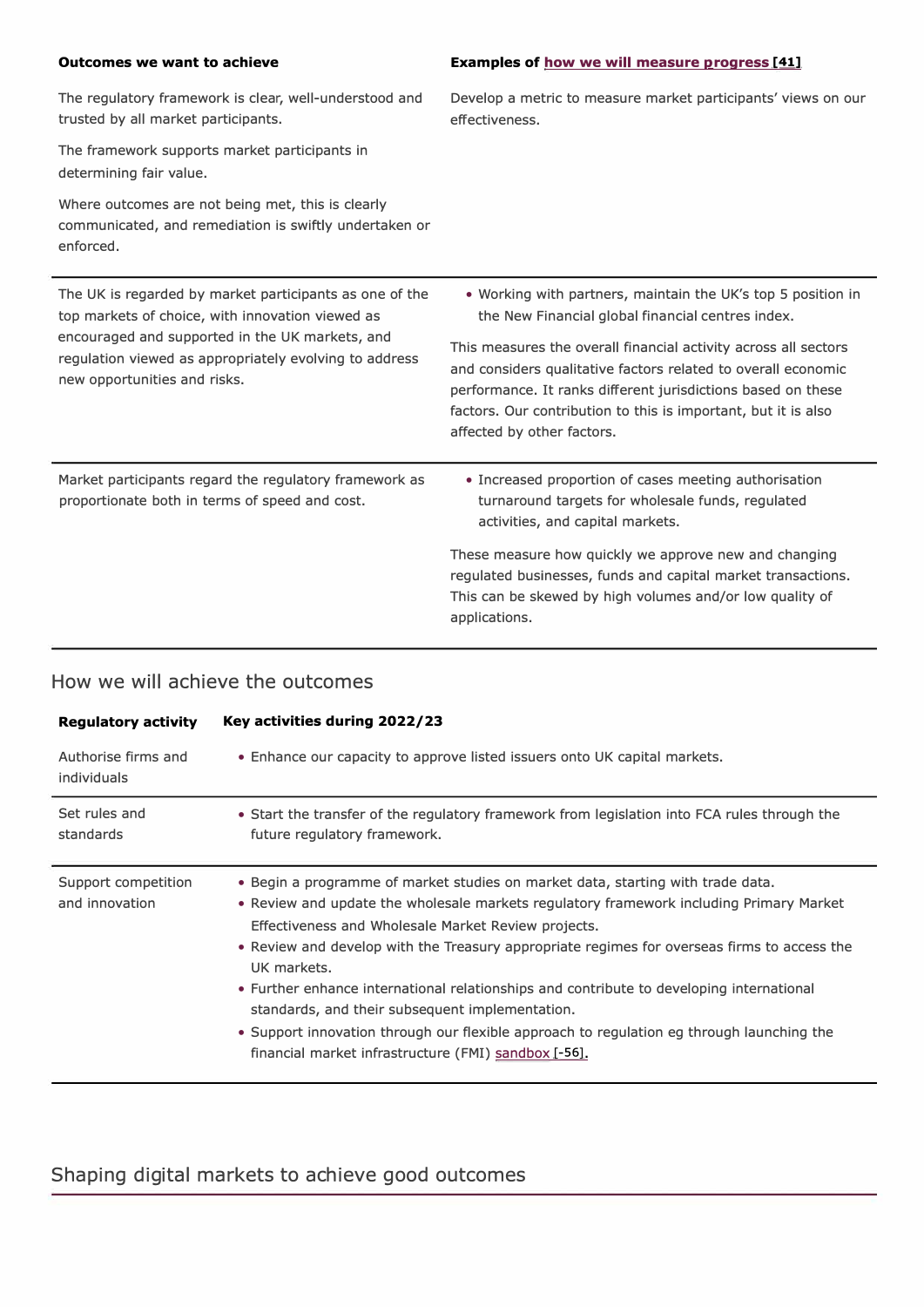| Outcomes we want to achieve | Examples of how we will measure progress [41] |
|---|---|
| The regulatory framework is clear, well-understood and trusted by all market participants.<br><br>The framework supports market participants in determining fair value.<br><br>Where outcomes are not being met, this is clearly communicated, and remediation is swiftly undertaken or enforced. | Develop a metric to measure market participants' views on our effectiveness. |
| The UK is regarded by market participants as one of the top markets of choice, with innovation viewed as encouraged and supported in the UK markets, and regulation viewed as appropriately evolving to address new opportunities and risks. | • Working with partners, maintain the UK's top 5 position in the New Financial global financial centres index.<br><br>This measures the overall financial activity across all sectors and considers qualitative factors related to overall economic performance. It ranks different jurisdictions based on these factors. Our contribution to this is important, but it is also affected by other factors. |
| Market participants regard the regulatory framework as proportionate both in terms of speed and cost. | • Increased proportion of cases meeting authorisation turnaround targets for wholesale funds, regulated activities, and capital markets.<br><br>These measure how quickly we approve new and changing regulated businesses, funds and capital market transactions. This can be skewed by high volumes and/or low quality of applications. |

## How we will achieve the outcomes

| Regulatory activity | Key activities during 2022/23 |
|---|---|
| Authorise firms and individuals | • Enhance our capacity to approve listed issuers onto UK capital markets. |
| Set rules and standards | • Start the transfer of the regulatory framework from legislation into FCA rules through the future regulatory framework. |
| Support competition and innovation | • Begin a programme of market studies on market data, starting with trade data.<br>• Review and update the wholesale markets regulatory framework including Primary Market Effectiveness and Wholesale Market Review projects.<br>• Review and develop with the Treasury appropriate regimes for overseas firms to access the UK markets.<br>• Further enhance international relationships and contribute to developing international standards, and their subsequent implementation.<br>• Support innovation through our flexible approach to regulation eg through launching the financial market infrastructure (FMI) sandbox [-56]. |

## Shaping digital markets to achieve good outcomes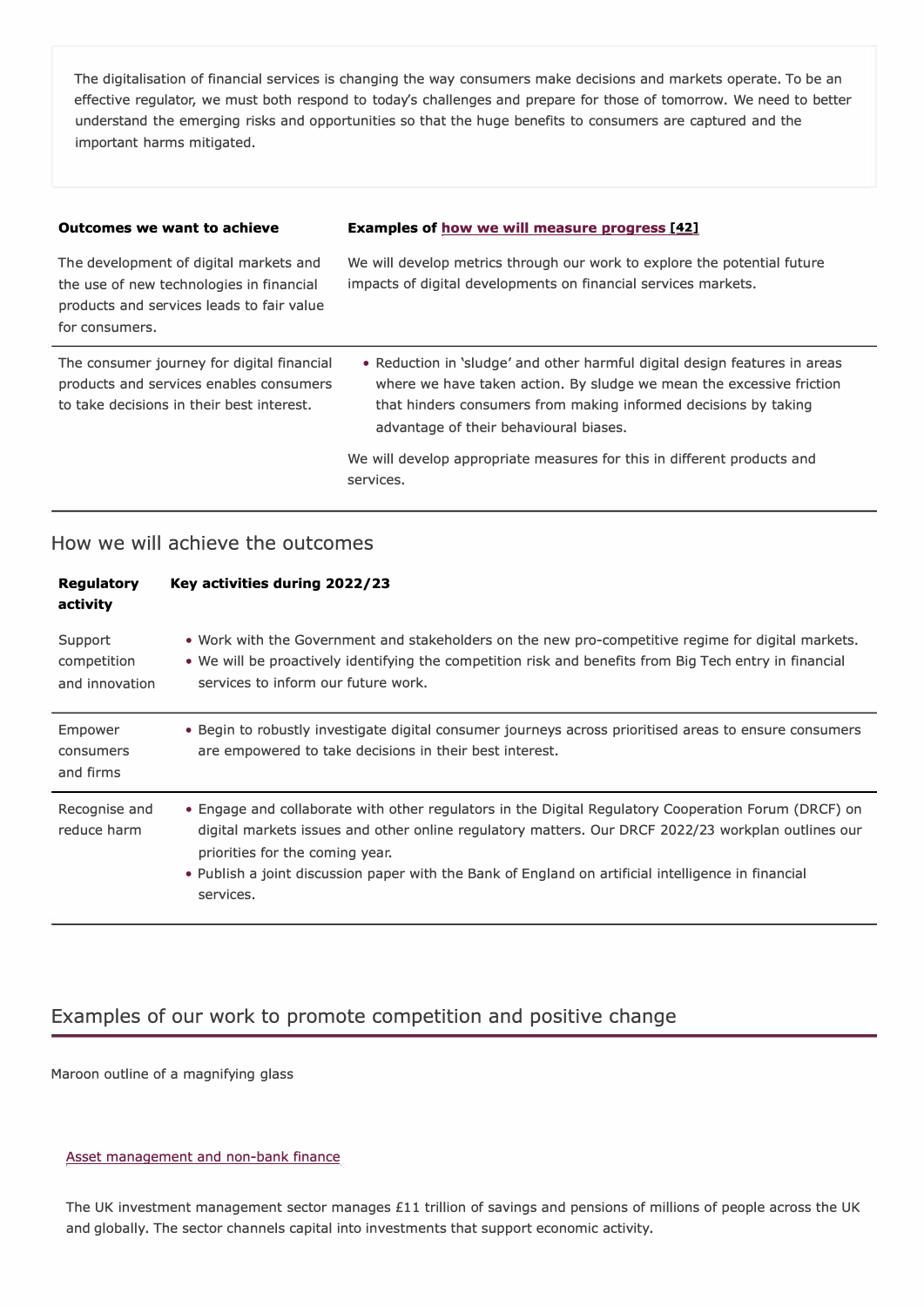The digitalisation of financial services is changing the way consumers make decisions and markets operate. To be an effective regulator, we must both respond to today's challenges and prepare for those of tomorrow. We need to better understand the emerging risks and opportunities so that the huge benefits to consumers are captured and the important harms mitigated.

| Outcomes we want to achieve | Examples of how we will measure progress [42] |
| --- | --- |
| The development of digital markets and the use of new technologies in financial products and services leads to fair value for consumers. | We will develop metrics through our work to explore the potential future impacts of digital developments on financial services markets. |
| The consumer journey for digital financial products and services enables consumers to take decisions in their best interest. | • Reduction in 'sludge' and other harmful digital design features in areas where we have taken action. By sludge we mean the excessive friction that hinders consumers from making informed decisions by taking advantage of their behavioural biases.<br><br>We will develop appropriate measures for this in different products and services. |

## How we will achieve the outcomes

| Regulatory activity | Key activities during 2022/23 |
| --- | --- |
| Support competition and innovation | • Work with the Government and stakeholders on the new pro-competitive regime for digital markets.<br>• We will be proactively identifying the competition risk and benefits from Big Tech entry in financial services to inform our future work. |
| Empower consumers and firms | • Begin to robustly investigate digital consumer journeys across prioritised areas to ensure consumers are empowered to take decisions in their best interest. |
| Recognise and reduce harm | • Engage and collaborate with other regulators in the Digital Regulatory Cooperation Forum (DRCF) on digital markets issues and other online regulatory matters. Our DRCF 2022/23 workplan outlines our priorities for the coming year.<br>• Publish a joint discussion paper with the Bank of England on artificial intelligence in financial services. |

## Examples of our work to promote competition and positive change

Maroon outline of a magnifying glass

### Asset management and non-bank finance

The UK investment management sector manages £11 trillion of savings and pensions of millions of people across the UK and globally. The sector channels capital into investments that support economic activity.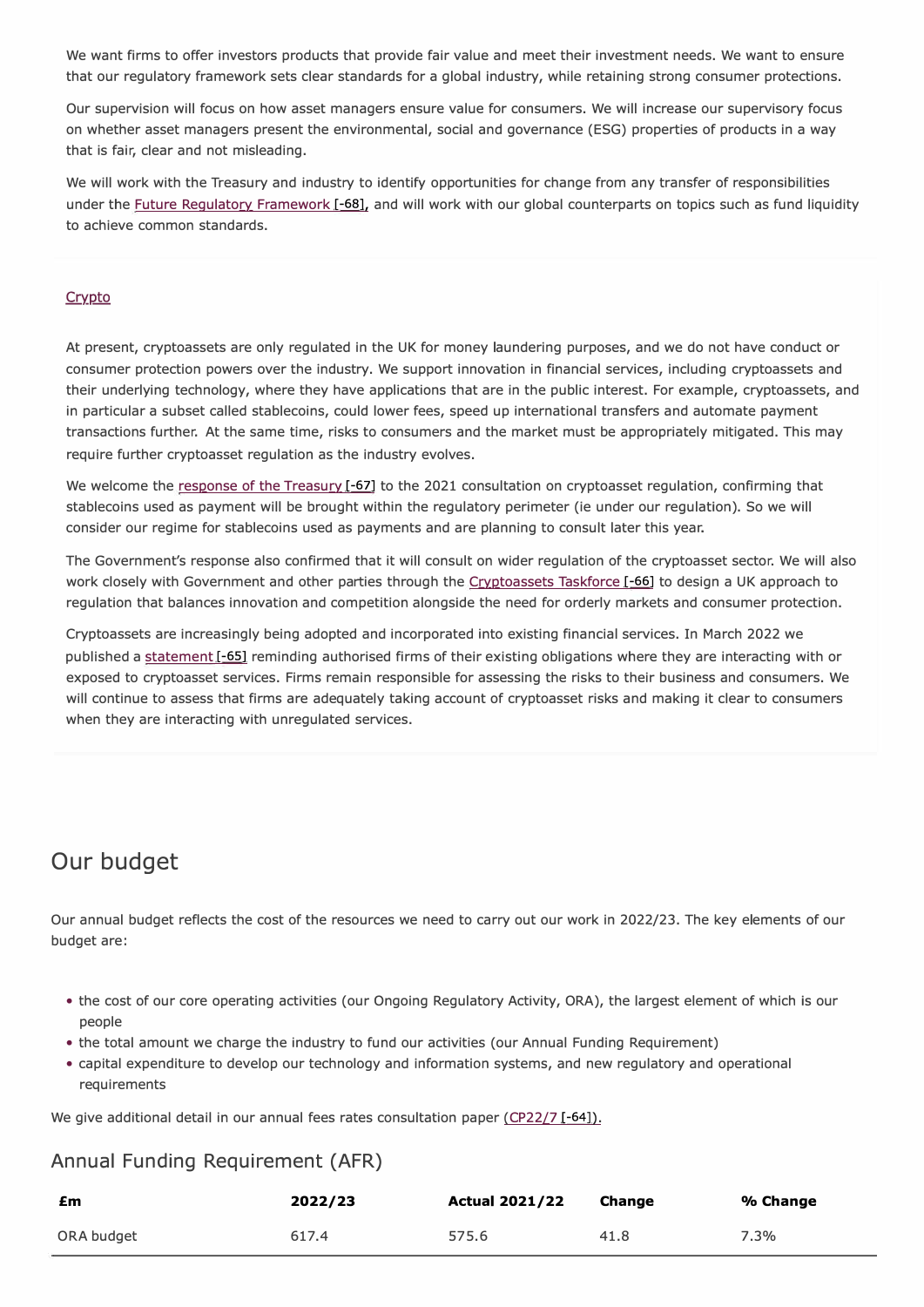We want firms to offer investors products that provide fair value and meet their investment needs. We want to ensure that our regulatory framework sets clear standards for a global industry, while retaining strong consumer protections.

Our supervision will focus on how asset managers ensure value for consumers. We will increase our supervisory focus on whether asset managers present the environmental, social and governance (ESG) properties of products in a way that is fair, clear and not misleading.

We will work with the Treasury and industry to identify opportunities for change from any transfer of responsibilities under the Future Regulatory Framework [-68], and will work with our global counterparts on topics such as fund liquidity to achieve common standards.

### Crypto

At present, cryptoassets are only regulated in the UK for money laundering purposes, and we do not have conduct or consumer protection powers over the industry. We support innovation in financial services, including cryptoassets and their underlying technology, where they have applications that are in the public interest. For example, cryptoassets, and in particular a subset called stablecoins, could lower fees, speed up international transfers and automate payment transactions further. At the same time, risks to consumers and the market must be appropriately mitigated. This may require further cryptoasset regulation as the industry evolves.

We welcome the response of the Treasury [-67] to the 2021 consultation on cryptoasset regulation, confirming that stablecoins used as payment will be brought within the regulatory perimeter (ie under our regulation). So we will consider our regime for stablecoins used as payments and are planning to consult later this year.

The Government's response also confirmed that it will consult on wider regulation of the cryptoasset sector. We will also work closely with Government and other parties through the Cryptoassets Taskforce [-66] to design a UK approach to regulation that balances innovation and competition alongside the need for orderly markets and consumer protection.

Cryptoassets are increasingly being adopted and incorporated into existing financial services. In March 2022 we published a statement [-65] reminding authorised firms of their existing obligations where they are interacting with or exposed to cryptoasset services. Firms remain responsible for assessing the risks to their business and consumers. We will continue to assess that firms are adequately taking account of cryptoasset risks and making it clear to consumers when they are interacting with unregulated services.

## Our budget

Our annual budget reflects the cost of the resources we need to carry out our work in 2022/23. The key elements of our budget are:

- the cost of our core operating activities (our Ongoing Regulatory Activity, ORA), the largest element of which is our people
- the total amount we charge the industry to fund our activities (our Annual Funding Requirement)
- capital expenditure to develop our technology and information systems, and new regulatory and operational requirements

We give additional detail in our annual fees rates consultation paper (CP22/7 [-64]).

### Annual Funding Requirement (AFR)

| £m | 2022/23 | Actual 2021/22 | Change | % Change |
| --- | --- | --- | --- | --- |
| ORA budget | 617.4 | 575.6 | 41.8 | 7.3% |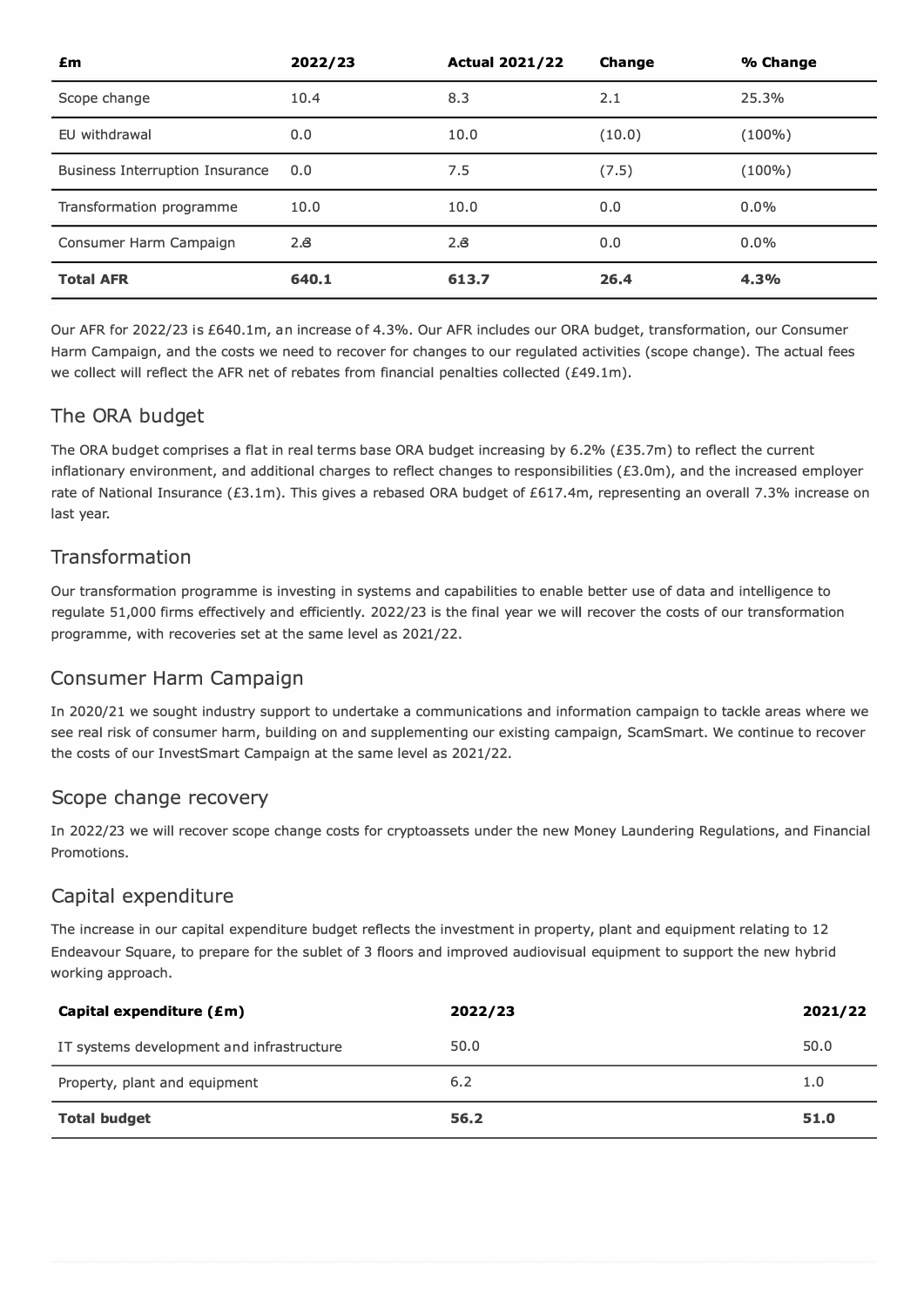| £m | 2022/23 | Actual 2021/22 | Change | % Change |
|---|---|---|---|---|
| Scope change | 10.4 | 8.3 | 2.1 | 25.3% |
| EU withdrawal | 0.0 | 10.0 | (10.0) | (100%) |
| Business Interruption Insurance | 0.0 | 7.5 | (7.5) | (100%) |
| Transformation programme | 10.0 | 10.0 | 0.0 | 0.0% |
| Consumer Harm Campaign | 2.8 | 2.8 | 0.0 | 0.0% |
| **Total AFR** | **640.1** | **613.7** | **26.4** | **4.3%** |

Our AFR for 2022/23 is £640.1m, an increase of 4.3%. Our AFR includes our ORA budget, transformation, our Consumer Harm Campaign, and the costs we need to recover for changes to our regulated activities (scope change). The actual fees we collect will reflect the AFR net of rebates from financial penalties collected (£49.1m).

## The ORA budget

The ORA budget comprises a flat in real terms base ORA budget increasing by 6.2% (£35.7m) to reflect the current inflationary environment, and additional charges to reflect changes to responsibilities (£3.0m), and the increased employer rate of National Insurance (£3.1m). This gives a rebased ORA budget of £617.4m, representing an overall 7.3% increase on last year.

## Transformation

Our transformation programme is investing in systems and capabilities to enable better use of data and intelligence to regulate 51,000 firms effectively and efficiently. 2022/23 is the final year we will recover the costs of our transformation programme, with recoveries set at the same level as 2021/22.

## Consumer Harm Campaign

In 2020/21 we sought industry support to undertake a communications and information campaign to tackle areas where we see real risk of consumer harm, building on and supplementing our existing campaign, ScamSmart. We continue to recover the costs of our InvestSmart Campaign at the same level as 2021/22.

## Scope change recovery

In 2022/23 we will recover scope change costs for cryptoassets under the new Money Laundering Regulations, and Financial Promotions.

## Capital expenditure

The increase in our capital expenditure budget reflects the investment in property, plant and equipment relating to 12 Endeavour Square, to prepare for the sublet of 3 floors and improved audiovisual equipment to support the new hybrid working approach.

| Capital expenditure (£m) | 2022/23 | 2021/22 |
|---|---|---|
| IT systems development and infrastructure | 50.0 | 50.0 |
| Property, plant and equipment | 6.2 | 1.0 |
| **Total budget** | **56.2** | **51.0** |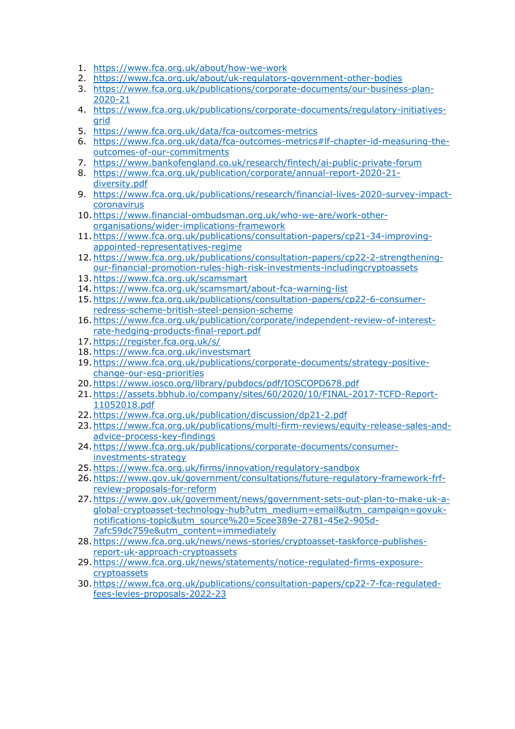1. https://www.fca.org.uk/about/how-we-work
2. https://www.fca.org.uk/about/uk-regulators-government-other-bodies
3. https://www.fca.org.uk/publications/corporate-documents/our-business-plan-2020-21
4. https://www.fca.org.uk/publications/corporate-documents/regulatory-initiatives-grid
5. https://www.fca.org.uk/data/fca-outcomes-metrics
6. https://www.fca.org.uk/data/fca-outcomes-metrics#lf-chapter-id-measuring-the-outcomes-of-our-commitments
7. https://www.bankofengland.co.uk/research/fintech/ai-public-private-forum
8. https://www.fca.org.uk/publication/corporate/annual-report-2020-21-diversity.pdf
9. https://www.fca.org.uk/publications/research/financial-lives-2020-survey-impact-coronavirus
10. https://www.financial-ombudsman.org.uk/who-we-are/work-other-organisations/wider-implications-framework
11. https://www.fca.org.uk/publications/consultation-papers/cp21-34-improving-appointed-representatives-regime
12. https://www.fca.org.uk/publications/consultation-papers/cp22-2-strengthening-our-financial-promotion-rules-high-risk-investments-includingcryptoassets
13. https://www.fca.org.uk/scamsmart
14. https://www.fca.org.uk/scamsmart/about-fca-warning-list
15. https://www.fca.org.uk/publications/consultation-papers/cp22-6-consumer-redress-scheme-british-steel-pension-scheme
16. https://www.fca.org.uk/publication/corporate/independent-review-of-interest-rate-hedging-products-final-report.pdf
17. https://register.fca.org.uk/s/
18. https://www.fca.org.uk/investsmart
19. https://www.fca.org.uk/publications/corporate-documents/strategy-positive-change-our-esg-priorities
20. https://www.iosco.org/library/pubdocs/pdf/IOSCOPD678.pdf
21. https://assets.bbhub.io/company/sites/60/2020/10/FINAL-2017-TCFD-Report-11052018.pdf
22. https://www.fca.org.uk/publication/discussion/dp21-2.pdf
23. https://www.fca.org.uk/publications/multi-firm-reviews/equity-release-sales-and-advice-process-key-findings
24. https://www.fca.org.uk/publications/corporate-documents/consumer-investments-strategy
25. https://www.fca.org.uk/firms/innovation/regulatory-sandbox
26. https://www.gov.uk/government/consultations/future-regulatory-framework-frf-review-proposals-for-reform
27. https://www.gov.uk/government/news/government-sets-out-plan-to-make-uk-a-global-cryptoasset-technology-hub?utm_medium=email&utm_campaign=govuk-notifications-topic&utm_source%20=5cee389e-2781-45e2-905d-7afc59dc759e&utm_content=immediately
28. https://www.fca.org.uk/news/news-stories/cryptoasset-taskforce-publishes-report-uk-approach-cryptoassets
29. https://www.fca.org.uk/news/statements/notice-regulated-firms-exposure-cryptoassets
30. https://www.fca.org.uk/publications/consultation-papers/cp22-7-fca-regulated-fees-levies-proposals-2022-23